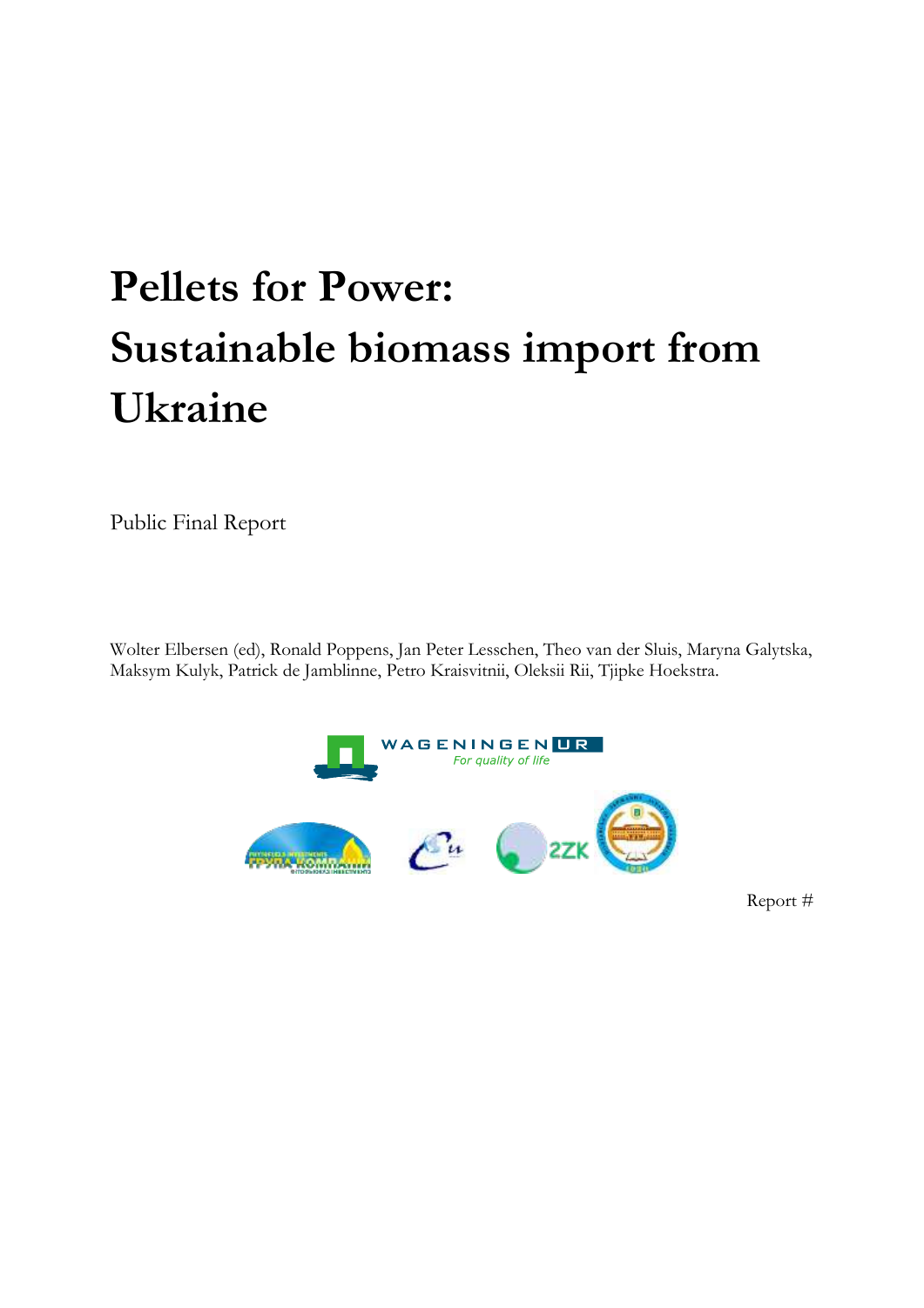# Pellets for Power: Sustainable biomass import from Ukraine

Public Final Report

Wolter Elbersen (ed), Ronald Poppens, Jan Peter Lesschen, Theo van der Sluis, Maryna Galytska, Maksym Kulyk, Patrick de Jamblinne, Petro Kraisvitnii, Oleksii Rii, Tjipke Hoekstra.

Report #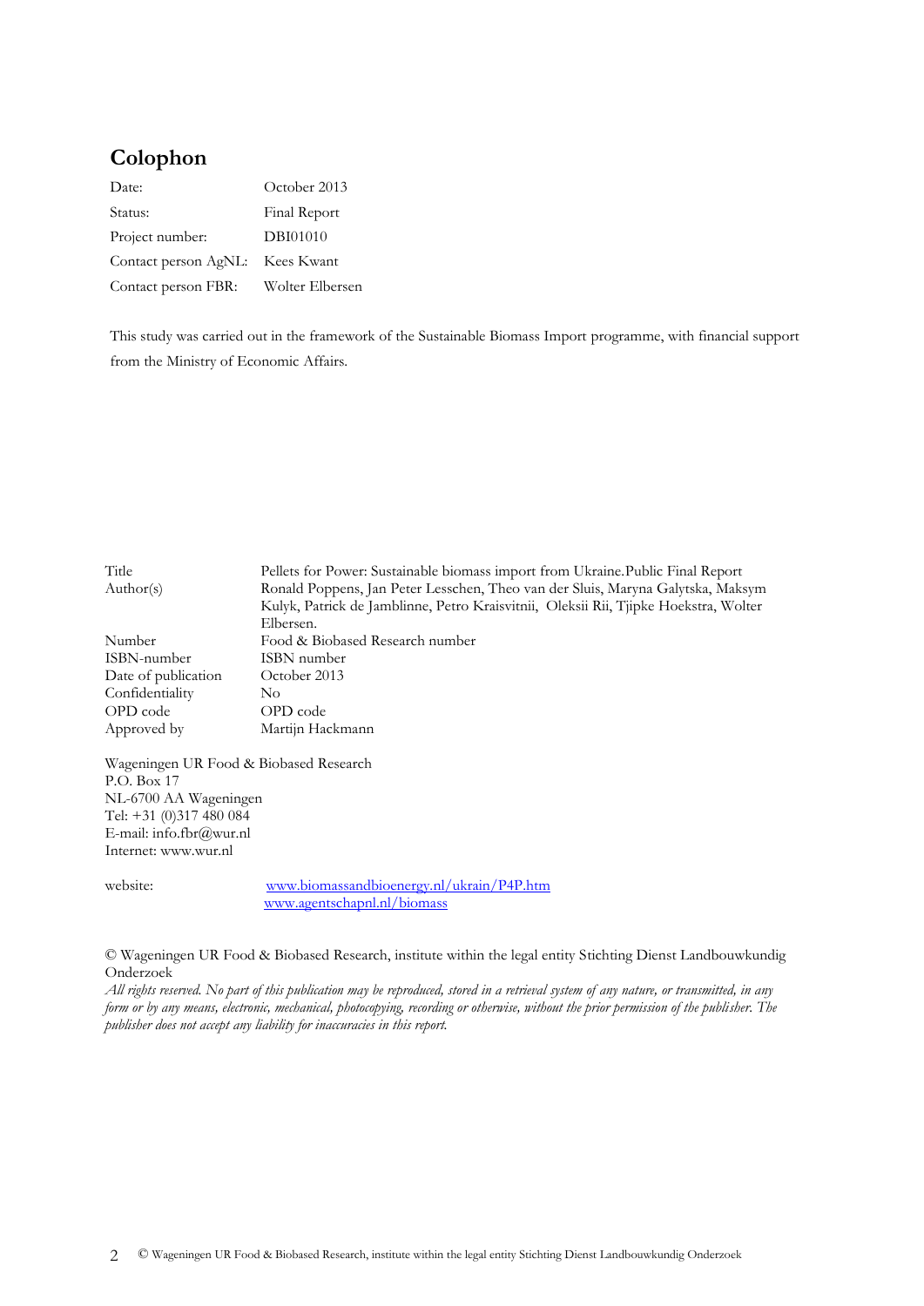## Colophon

| | |
|---|---|
| Date: | October 2013 |
| Status: | Final Report |
| Project number: | DBI01010 |
| Contact person AgNL: | Kees Kwant |
| Contact person FBR: | Wolter Elbersen |

This study was carried out in the framework of the Sustainable Biomass Import programme, with financial support from the Ministry of Economic Affairs.

| | |
|---|---|
| Title | Pellets for Power: Sustainable biomass import from Ukraine.Public Final Report |
| Author(s) | Ronald Poppens, Jan Peter Lesschen, Theo van der Sluis, Maryna Galytska, Maksym Kulyk, Patrick de Jamblinne, Petro Kraisvitnii, Oleksii Rii, Tjipke Hoekstra, Wolter Elbersen. |
| Number | Food & Biobased Research number |
| ISBN-number | ISBN number |
| Date of publication | October 2013 |
| Confidentiality | No |
| OPD code | OPD code |
| Approved by | Martijn Hackmann |

Wageningen UR Food & Biobased Research
P.O. Box 17
NL-6700 AA Wageningen
Tel: +31 (0)317 480 084
E-mail: info.fbr@wur.nl
Internet: www.wur.nl

website: www.biomassandbioenergy.nl/ukrain/P4P.htm
www.agentschapnl.nl/biomass

© Wageningen UR Food & Biobased Research, institute within the legal entity Stichting Dienst Landbouwkundig Onderzoek

*All rights reserved. No part of this publication may be reproduced, stored in a retrieval system of any nature, or transmitted, in any form or by any means, electronic, mechanical, photocopying, recording or otherwise, without the prior permission of the publisher. The publisher does not accept any liability for inaccuracies in this report.*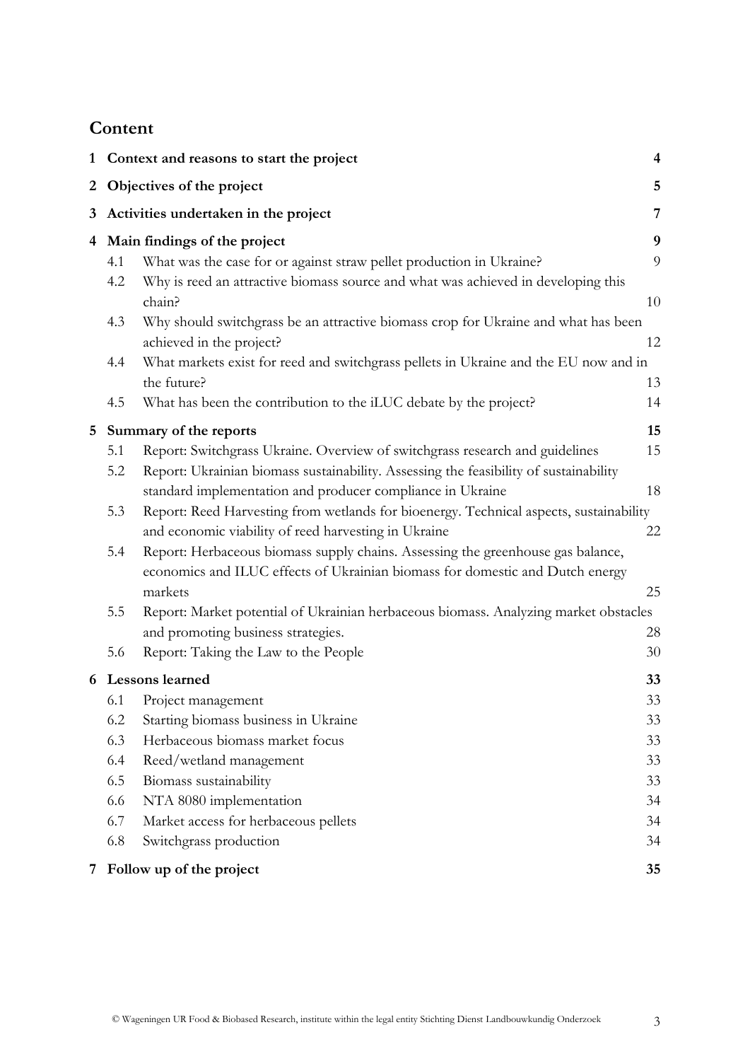# Content

| | | |
|---|---|---|
| **1** | **Context and reasons to start the project** | **4** |
| **2** | **Objectives of the project** | **5** |
| **3** | **Activities undertaken in the project** | **7** |
| **4** | **Main findings of the project** | **9** |
| 4.1 | What was the case for or against straw pellet production in Ukraine? | 9 |
| 4.2 | Why is reed an attractive biomass source and what was achieved in developing this chain? | 10 |
| 4.3 | Why should switchgrass be an attractive biomass crop for Ukraine and what has been achieved in the project? | 12 |
| 4.4 | What markets exist for reed and switchgrass pellets in Ukraine and the EU now and in the future? | 13 |
| 4.5 | What has been the contribution to the iLUC debate by the project? | 14 |
| **5** | **Summary of the reports** | **15** |
| 5.1 | Report: Switchgrass Ukraine. Overview of switchgrass research and guidelines | 15 |
| 5.2 | Report: Ukrainian biomass sustainability. Assessing the feasibility of sustainability standard implementation and producer compliance in Ukraine | 18 |
| 5.3 | Report: Reed Harvesting from wetlands for bioenergy. Technical aspects, sustainability and economic viability of reed harvesting in Ukraine | 22 |
| 5.4 | Report: Herbaceous biomass supply chains. Assessing the greenhouse gas balance, economics and ILUC effects of Ukrainian biomass for domestic and Dutch energy markets | 25 |
| 5.5 | Report: Market potential of Ukrainian herbaceous biomass. Analyzing market obstacles and promoting business strategies. | 28 |
| 5.6 | Report: Taking the Law to the People | 30 |
| **6** | **Lessons learned** | **33** |
| 6.1 | Project management | 33 |
| 6.2 | Starting biomass business in Ukraine | 33 |
| 6.3 | Herbaceous biomass market focus | 33 |
| 6.4 | Reed/wetland management | 33 |
| 6.5 | Biomass sustainability | 33 |
| 6.6 | NTA 8080 implementation | 34 |
| 6.7 | Market access for herbaceous pellets | 34 |
| 6.8 | Switchgrass production | 34 |
| **7** | **Follow up of the project** | **35** |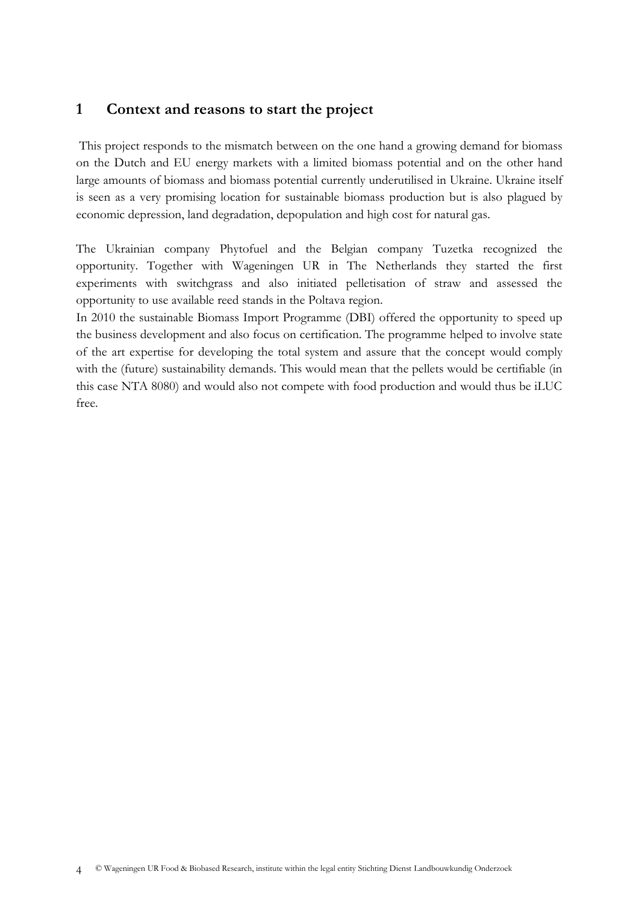# 1 Context and reasons to start the project

This project responds to the mismatch between on the one hand a growing demand for biomass on the Dutch and EU energy markets with a limited biomass potential and on the other hand large amounts of biomass and biomass potential currently underutilised in Ukraine. Ukraine itself is seen as a very promising location for sustainable biomass production but is also plagued by economic depression, land degradation, depopulation and high cost for natural gas.

The Ukrainian company Phytofuel and the Belgian company Tuzetka recognized the opportunity. Together with Wageningen UR in The Netherlands they started the first experiments with switchgrass and also initiated pelletisation of straw and assessed the opportunity to use available reed stands in the Poltava region.

In 2010 the sustainable Biomass Import Programme (DBI) offered the opportunity to speed up the business development and also focus on certification. The programme helped to involve state of the art expertise for developing the total system and assure that the concept would comply with the (future) sustainability demands. This would mean that the pellets would be certifiable (in this case NTA 8080) and would also not compete with food production and would thus be iLUC free.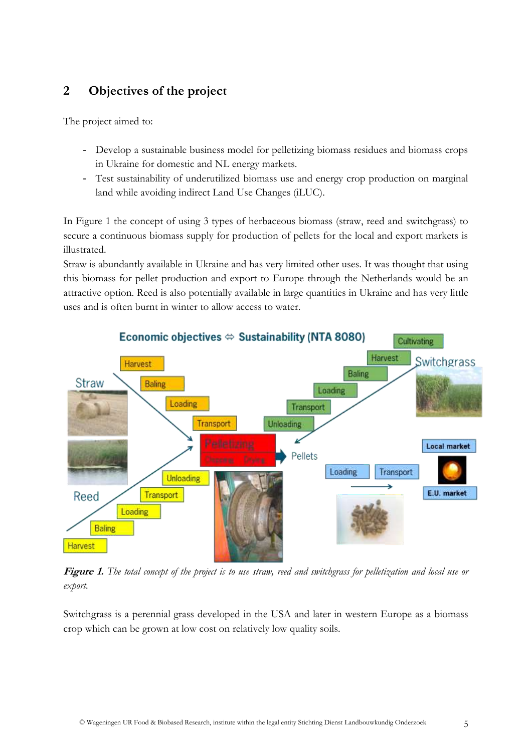## 2 Objectives of the project

The project aimed to:

- Develop a sustainable business model for pelletizing biomass residues and biomass crops in Ukraine for domestic and NL energy markets.
- Test sustainability of underutilized biomass use and energy crop production on marginal land while avoiding indirect Land Use Changes (iLUC).

In Figure 1 the concept of using 3 types of herbaceous biomass (straw, reed and switchgrass) to secure a continuous biomass supply for production of pellets for the local and export markets is illustrated.

Straw is abundantly available in Ukraine and has very limited other uses. It was thought that using this biomass for pellet production and export to Europe through the Netherlands would be an attractive option. Reed is also potentially available in large quantities in Ukraine and has very little uses and is often burnt in winter to allow access to water.

***Figure 1.*** *The total concept of the project is to use straw, reed and switchgrass for pelletization and local use or export.*

Switchgrass is a perennial grass developed in the USA and later in western Europe as a biomass crop which can be grown at low cost on relatively low quality soils.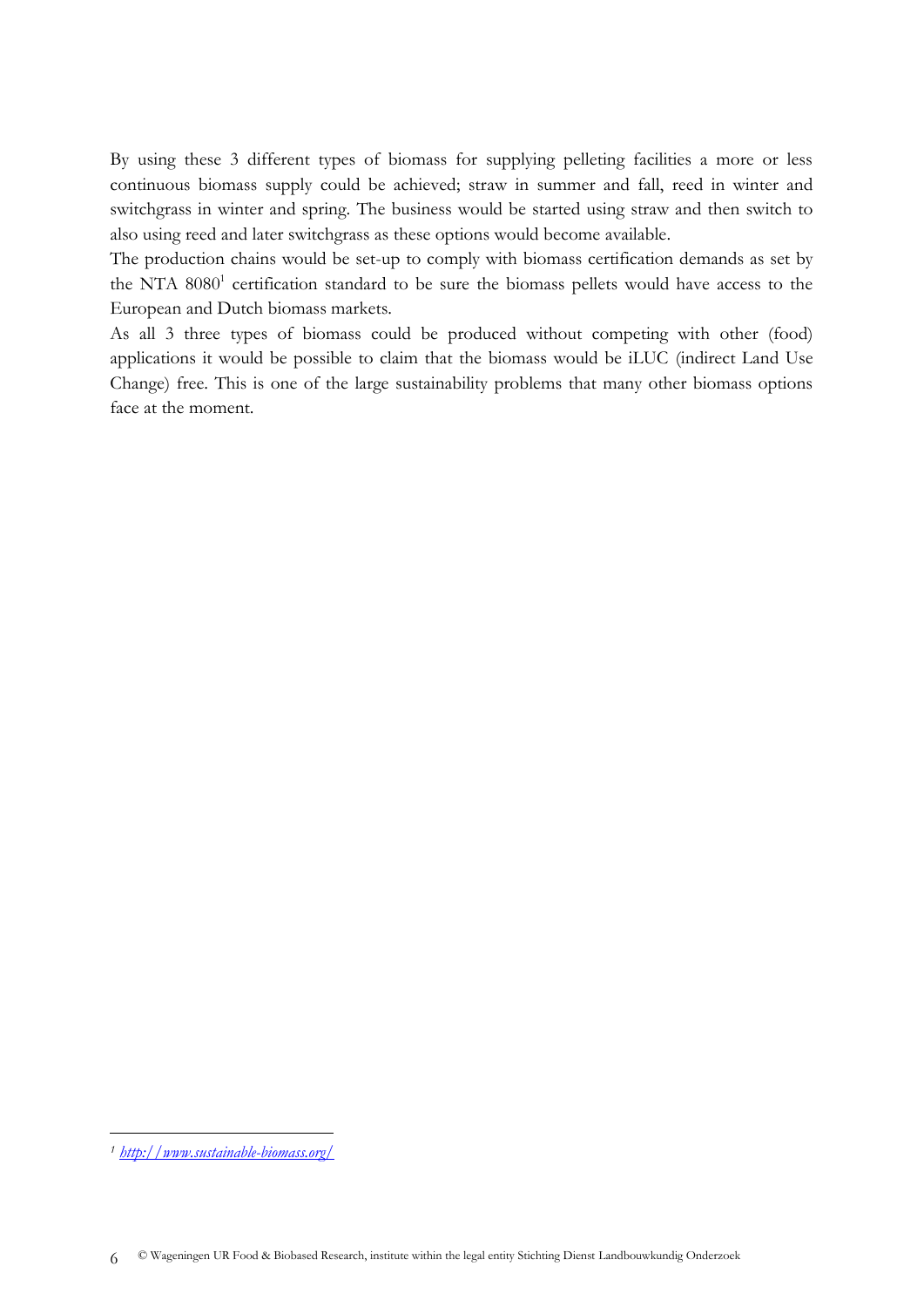By using these 3 different types of biomass for supplying pelleting facilities a more or less continuous biomass supply could be achieved; straw in summer and fall, reed in winter and switchgrass in winter and spring. The business would be started using straw and then switch to also using reed and later switchgrass as these options would become available.

The production chains would be set-up to comply with biomass certification demands as set by the NTA 8080[1] certification standard to be sure the biomass pellets would have access to the European and Dutch biomass markets.

As all 3 three types of biomass could be produced without competing with other (food) applications it would be possible to claim that the biomass would be iLUC (indirect Land Use Change) free. This is one of the large sustainability problems that many other biomass options face at the moment.

---

[1] *http://www.sustainable-biomass.org/*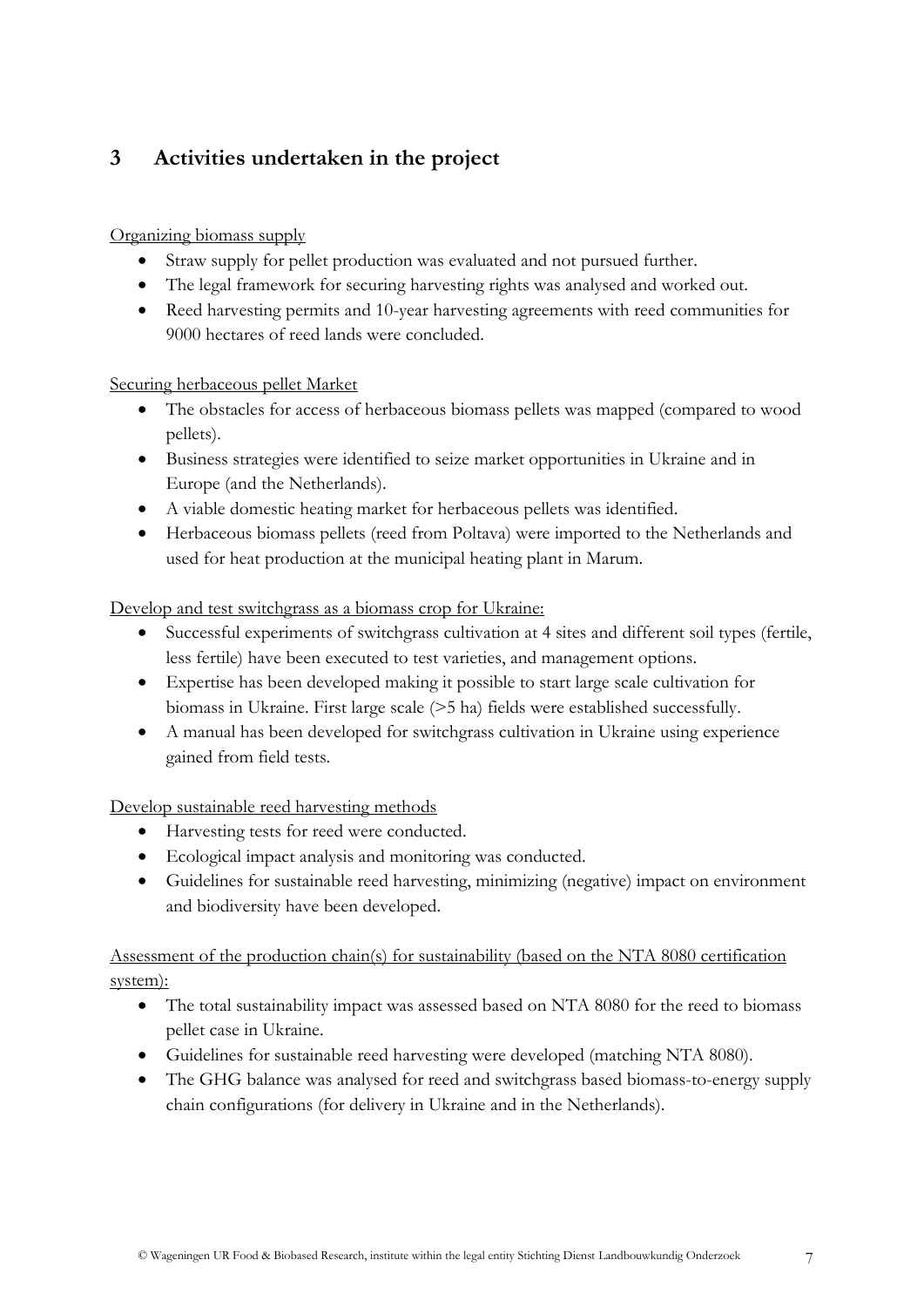# 3 Activities undertaken in the project

Organizing biomass supply

- Straw supply for pellet production was evaluated and not pursued further.
- The legal framework for securing harvesting rights was analysed and worked out.
- Reed harvesting permits and 10-year harvesting agreements with reed communities for 9000 hectares of reed lands were concluded.

Securing herbaceous pellet Market

- The obstacles for access of herbaceous biomass pellets was mapped (compared to wood pellets).
- Business strategies were identified to seize market opportunities in Ukraine and in Europe (and the Netherlands).
- A viable domestic heating market for herbaceous pellets was identified.
- Herbaceous biomass pellets (reed from Poltava) were imported to the Netherlands and used for heat production at the municipal heating plant in Marum.

Develop and test switchgrass as a biomass crop for Ukraine:

- Successful experiments of switchgrass cultivation at 4 sites and different soil types (fertile, less fertile) have been executed to test varieties, and management options.
- Expertise has been developed making it possible to start large scale cultivation for biomass in Ukraine. First large scale (>5 ha) fields were established successfully.
- A manual has been developed for switchgrass cultivation in Ukraine using experience gained from field tests.

Develop sustainable reed harvesting methods

- Harvesting tests for reed were conducted.
- Ecological impact analysis and monitoring was conducted.
- Guidelines for sustainable reed harvesting, minimizing (negative) impact on environment and biodiversity have been developed.

Assessment of the production chain(s) for sustainability (based on the NTA 8080 certification system):

- The total sustainability impact was assessed based on NTA 8080 for the reed to biomass pellet case in Ukraine.
- Guidelines for sustainable reed harvesting were developed (matching NTA 8080).
- The GHG balance was analysed for reed and switchgrass based biomass-to-energy supply chain configurations (for delivery in Ukraine and in the Netherlands).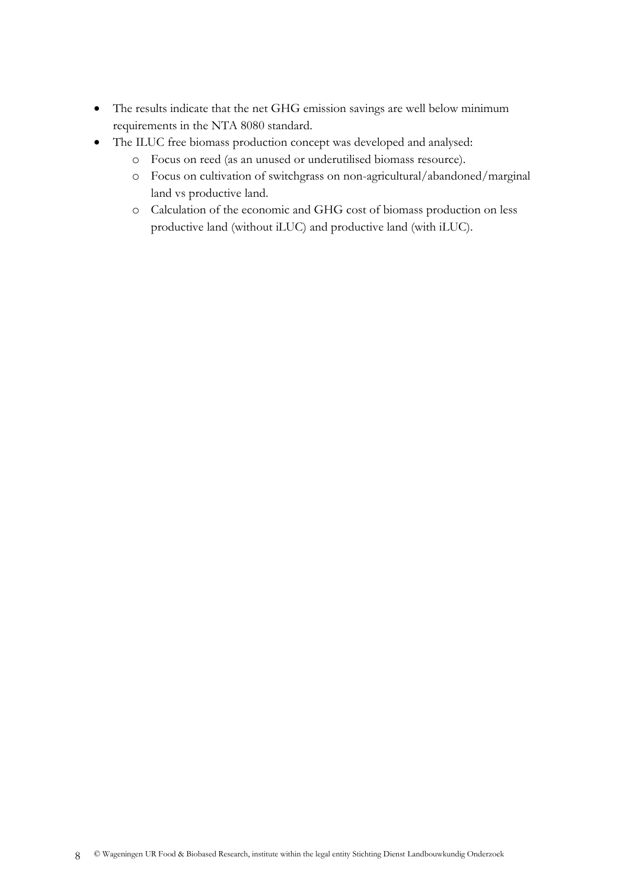- The results indicate that the net GHG emission savings are well below minimum requirements in the NTA 8080 standard.
- The ILUC free biomass production concept was developed and analysed:
    - Focus on reed (as an unused or underutilised biomass resource).
    - Focus on cultivation of switchgrass on non-agricultural/abandoned/marginal land vs productive land.
    - Calculation of the economic and GHG cost of biomass production on less productive land (without iLUC) and productive land (with iLUC).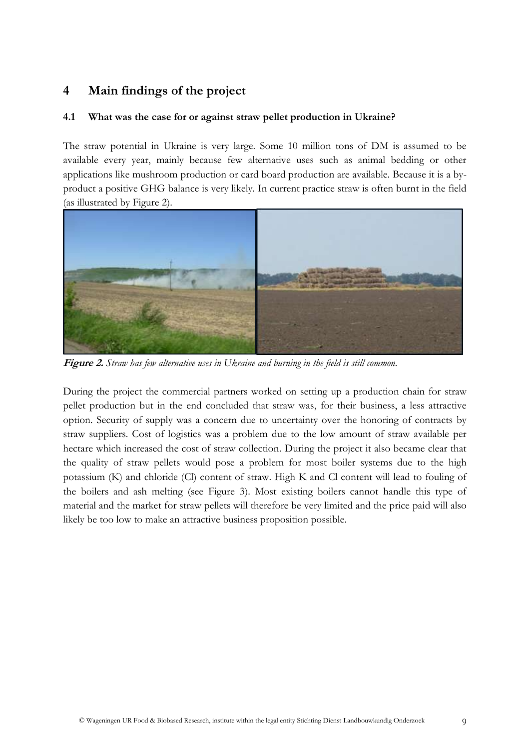# 4 Main findings of the project

## 4.1 What was the case for or against straw pellet production in Ukraine?

The straw potential in Ukraine is very large. Some 10 million tons of DM is assumed to be available every year, mainly because few alternative uses such as animal bedding or other applications like mushroom production or card board production are available. Because it is a by-product a positive GHG balance is very likely. In current practice straw is often burnt in the field (as illustrated by Figure 2).

**Figure 2.** *Straw has few alternative uses in Ukraine and burning in the field is still common.*

During the project the commercial partners worked on setting up a production chain for straw pellet production but in the end concluded that straw was, for their business, a less attractive option. Security of supply was a concern due to uncertainty over the honoring of contracts by straw suppliers. Cost of logistics was a problem due to the low amount of straw available per hectare which increased the cost of straw collection. During the project it also became clear that the quality of straw pellets would pose a problem for most boiler systems due to the high potassium (K) and chloride (Cl) content of straw. High K and Cl content will lead to fouling of the boilers and ash melting (see Figure 3). Most existing boilers cannot handle this type of material and the market for straw pellets will therefore be very limited and the price paid will also likely be too low to make an attractive business proposition possible.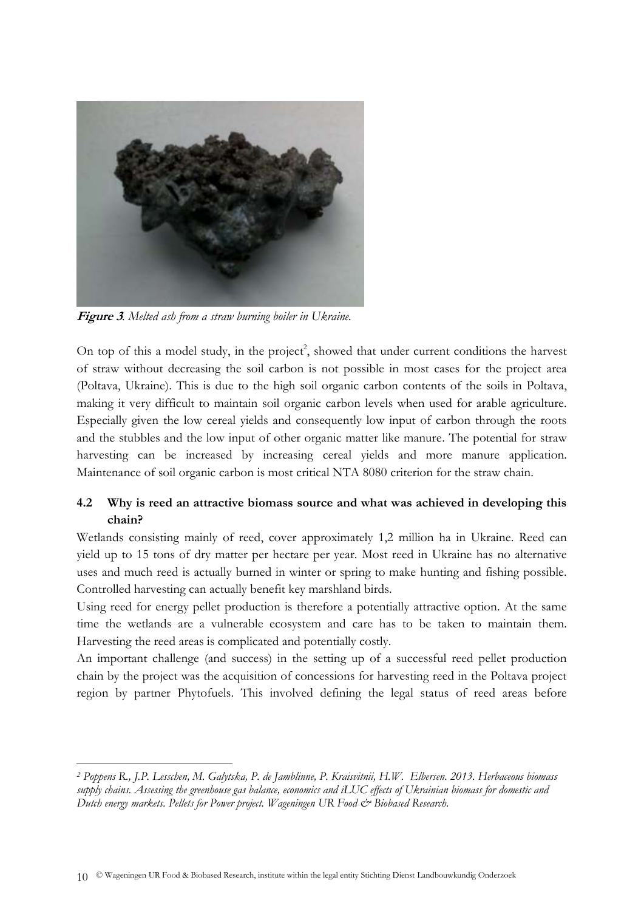***Figure 3**. Melted ash from a straw burning boiler in Ukraine.*

On top of this a model study, in the project[2], showed that under current conditions the harvest of straw without decreasing the soil carbon is not possible in most cases for the project area (Poltava, Ukraine). This is due to the high soil organic carbon contents of the soils in Poltava, making it very difficult to maintain soil organic carbon levels when used for arable agriculture. Especially given the low cereal yields and consequently low input of carbon through the roots and the stubbles and the low input of other organic matter like manure. The potential for straw harvesting can be increased by increasing cereal yields and more manure application. Maintenance of soil organic carbon is most critical NTA 8080 criterion for the straw chain.

### 4.2 Why is reed an attractive biomass source and what was achieved in developing this chain?

Wetlands consisting mainly of reed, cover approximately 1,2 million ha in Ukraine. Reed can yield up to 15 tons of dry matter per hectare per year. Most reed in Ukraine has no alternative uses and much reed is actually burned in winter or spring to make hunting and fishing possible. Controlled harvesting can actually benefit key marshland birds.

Using reed for energy pellet production is therefore a potentially attractive option. At the same time the wetlands are a vulnerable ecosystem and care has to be taken to maintain them. Harvesting the reed areas is complicated and potentially costly.

An important challenge (and success) in the setting up of a successful reed pellet production chain by the project was the acquisition of concessions for harvesting reed in the Poltava project region by partner Phytofuels. This involved defining the legal status of reed areas before

---

[2] *Poppens R., J.P. Lesschen, M. Galytska, P. de Jamblinne, P. Kraisvitnii, H.W. Elbersen. 2013. Herbaceous biomass supply chains. Assessing the greenhouse gas balance, economics and iLUC effects of Ukrainian biomass for domestic and Dutch energy markets. Pellets for Power project. Wageningen UR Food & Biobased Research.*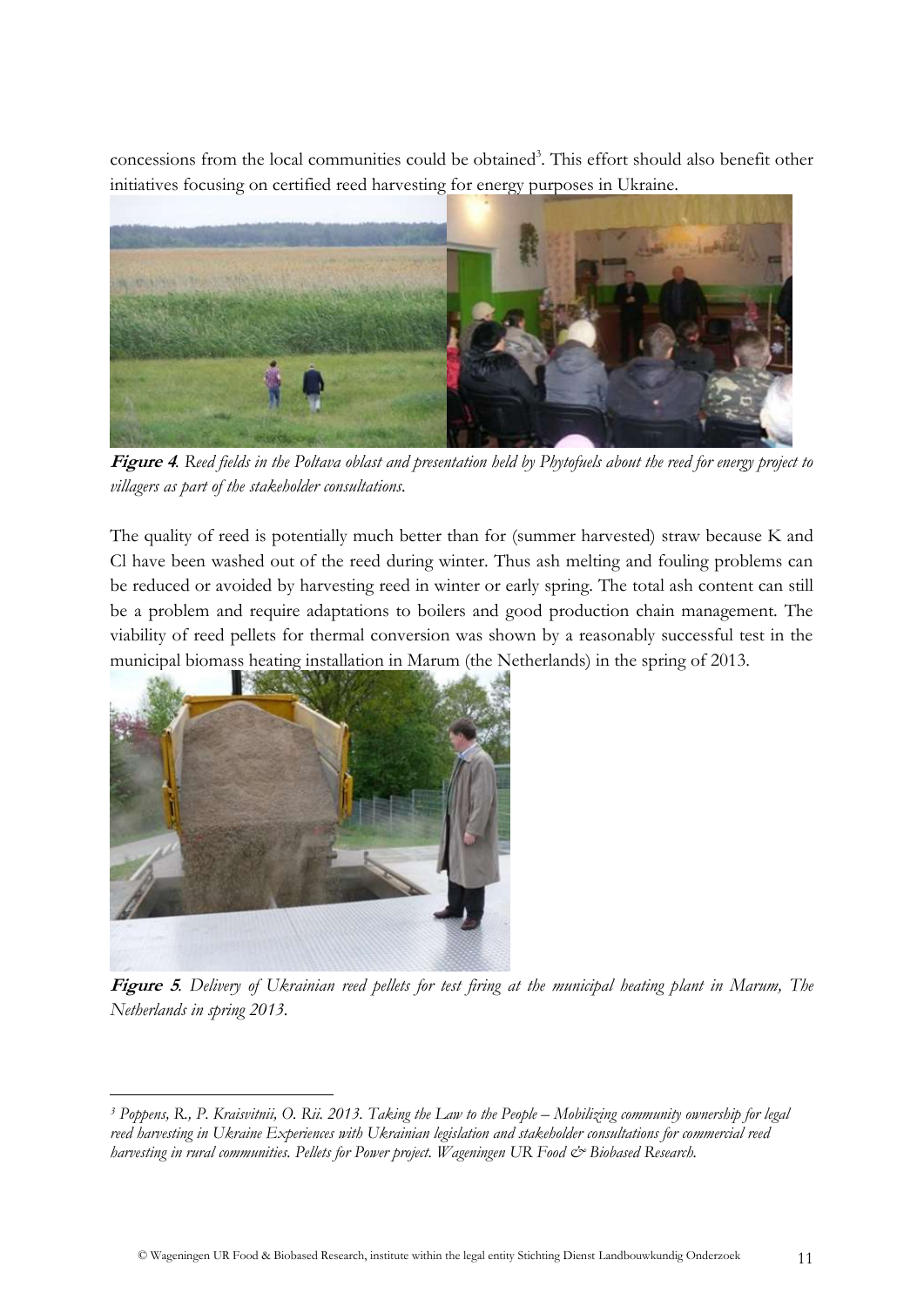concessions from the local communities could be obtained[3]. This effort should also benefit other initiatives focusing on certified reed harvesting for energy purposes in Ukraine.

***Figure 4**. Reed fields in the Poltava oblast and presentation held by Phytofuels about the reed for energy project to villagers as part of the stakeholder consultations.*

The quality of reed is potentially much better than for (summer harvested) straw because K and Cl have been washed out of the reed during winter. Thus ash melting and fouling problems can be reduced or avoided by harvesting reed in winter or early spring. The total ash content can still be a problem and require adaptations to boilers and good production chain management. The viability of reed pellets for thermal conversion was shown by a reasonably successful test in the municipal biomass heating installation in Marum (the Netherlands) in the spring of 2013.

***Figure 5**. Delivery of Ukrainian reed pellets for test firing at the municipal heating plant in Marum, The Netherlands in spring 2013.*

---

[3] *Poppens, R., P. Kraisvitnii, O. Rii. 2013. Taking the Law to the People – Mobilizing community ownership for legal reed harvesting in Ukraine Experiences with Ukrainian legislation and stakeholder consultations for commercial reed harvesting in rural communities. Pellets for Power project. Wageningen UR Food & Biobased Research.*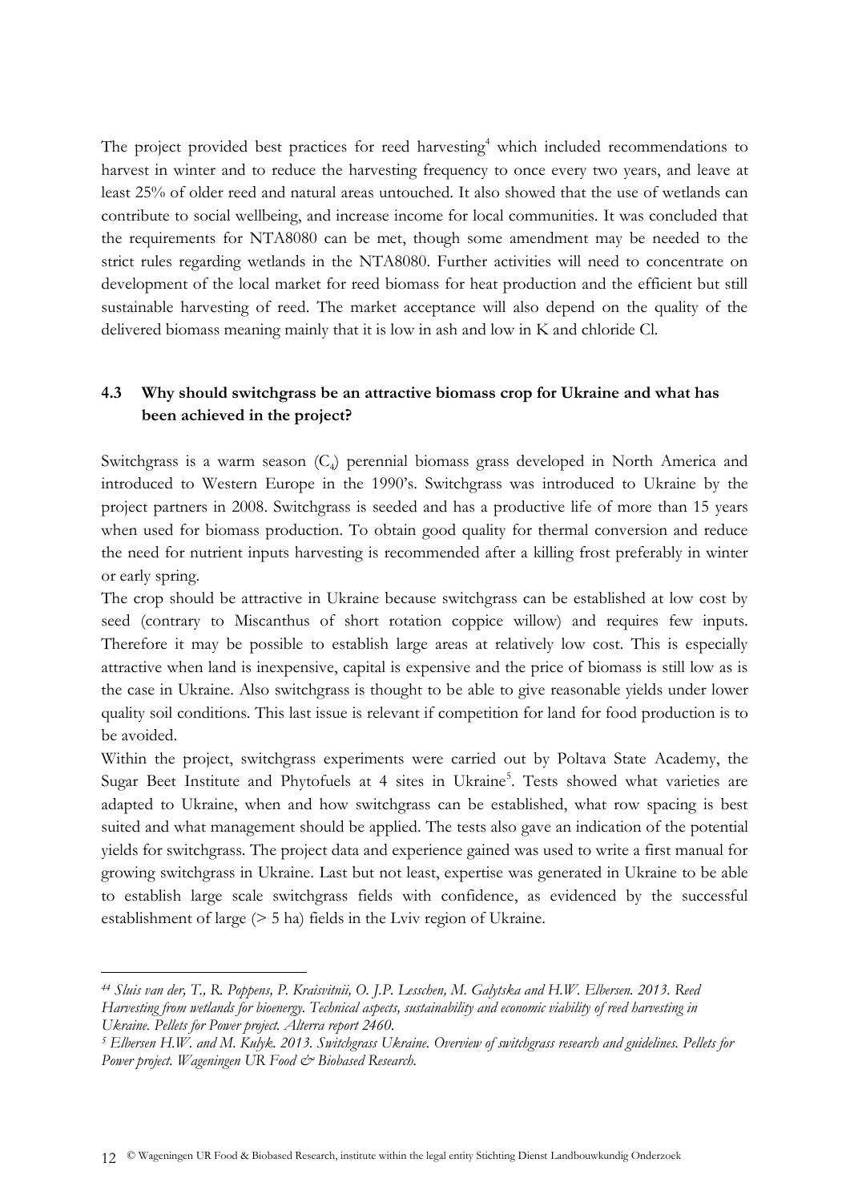The project provided best practices for reed harvesting[4] which included recommendations to harvest in winter and to reduce the harvesting frequency to once every two years, and leave at least 25% of older reed and natural areas untouched. It also showed that the use of wetlands can contribute to social wellbeing, and increase income for local communities. It was concluded that the requirements for NTA8080 can be met, though some amendment may be needed to the strict rules regarding wetlands in the NTA8080. Further activities will need to concentrate on development of the local market for reed biomass for heat production and the efficient but still sustainable harvesting of reed. The market acceptance will also depend on the quality of the delivered biomass meaning mainly that it is low in ash and low in K and chloride Cl.

### 4.3 Why should switchgrass be an attractive biomass crop for Ukraine and what has been achieved in the project?

Switchgrass is a warm season ($C_4$) perennial biomass grass developed in North America and introduced to Western Europe in the 1990's. Switchgrass was introduced to Ukraine by the project partners in 2008. Switchgrass is seeded and has a productive life of more than 15 years when used for biomass production. To obtain good quality for thermal conversion and reduce the need for nutrient inputs harvesting is recommended after a killing frost preferably in winter or early spring.

The crop should be attractive in Ukraine because switchgrass can be established at low cost by seed (contrary to Miscanthus of short rotation coppice willow) and requires few inputs. Therefore it may be possible to establish large areas at relatively low cost. This is especially attractive when land is inexpensive, capital is expensive and the price of biomass is still low as is the case in Ukraine. Also switchgrass is thought to be able to give reasonable yields under lower quality soil conditions. This last issue is relevant if competition for land for food production is to be avoided.

Within the project, switchgrass experiments were carried out by Poltava State Academy, the Sugar Beet Institute and Phytofuels at 4 sites in Ukraine[5]. Tests showed what varieties are adapted to Ukraine, when and how switchgrass can be established, what row spacing is best suited and what management should be applied. The tests also gave an indication of the potential yields for switchgrass. The project data and experience gained was used to write a first manual for growing switchgrass in Ukraine. Last but not least, expertise was generated in Ukraine to be able to establish large scale switchgrass fields with confidence, as evidenced by the successful establishment of large (> 5 ha) fields in the Lviv region of Ukraine.

---

[44] *Sluis van der, T., R. Poppens, P. Kraisvitnii, O. J.P. Lesschen, M. Galytska and H.W. Elbersen. 2013. Reed Harvesting from wetlands for bioenergy. Technical aspects, sustainability and economic viability of reed harvesting in Ukraine. Pellets for Power project. Alterra report 2460.*

[5] *Elbersen H.W. and M. Kulyk. 2013. Switchgrass Ukraine. Overview of switchgrass research and guidelines. Pellets for Power project. Wageningen UR Food & Biobased Research.*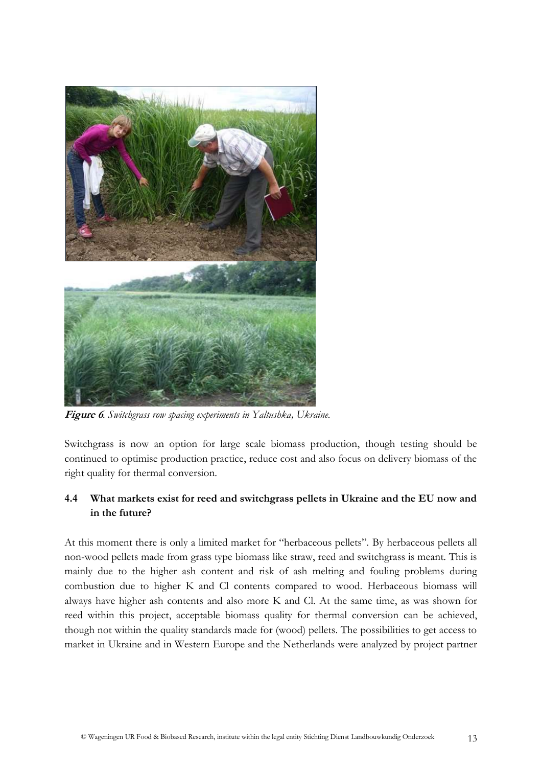**Figure 6**. *Switchgrass row spacing experiments in Yaltushka, Ukraine.*

Switchgrass is now an option for large scale biomass production, though testing should be continued to optimise production practice, reduce cost and also focus on delivery biomass of the right quality for thermal conversion.

### 4.4 What markets exist for reed and switchgrass pellets in Ukraine and the EU now and in the future?

At this moment there is only a limited market for "herbaceous pellets". By herbaceous pellets all non-wood pellets made from grass type biomass like straw, reed and switchgrass is meant. This is mainly due to the higher ash content and risk of ash melting and fouling problems during combustion due to higher K and Cl contents compared to wood. Herbaceous biomass will always have higher ash contents and also more K and Cl. At the same time, as was shown for reed within this project, acceptable biomass quality for thermal conversion can be achieved, though not within the quality standards made for (wood) pellets. The possibilities to get access to market in Ukraine and in Western Europe and the Netherlands were analyzed by project partner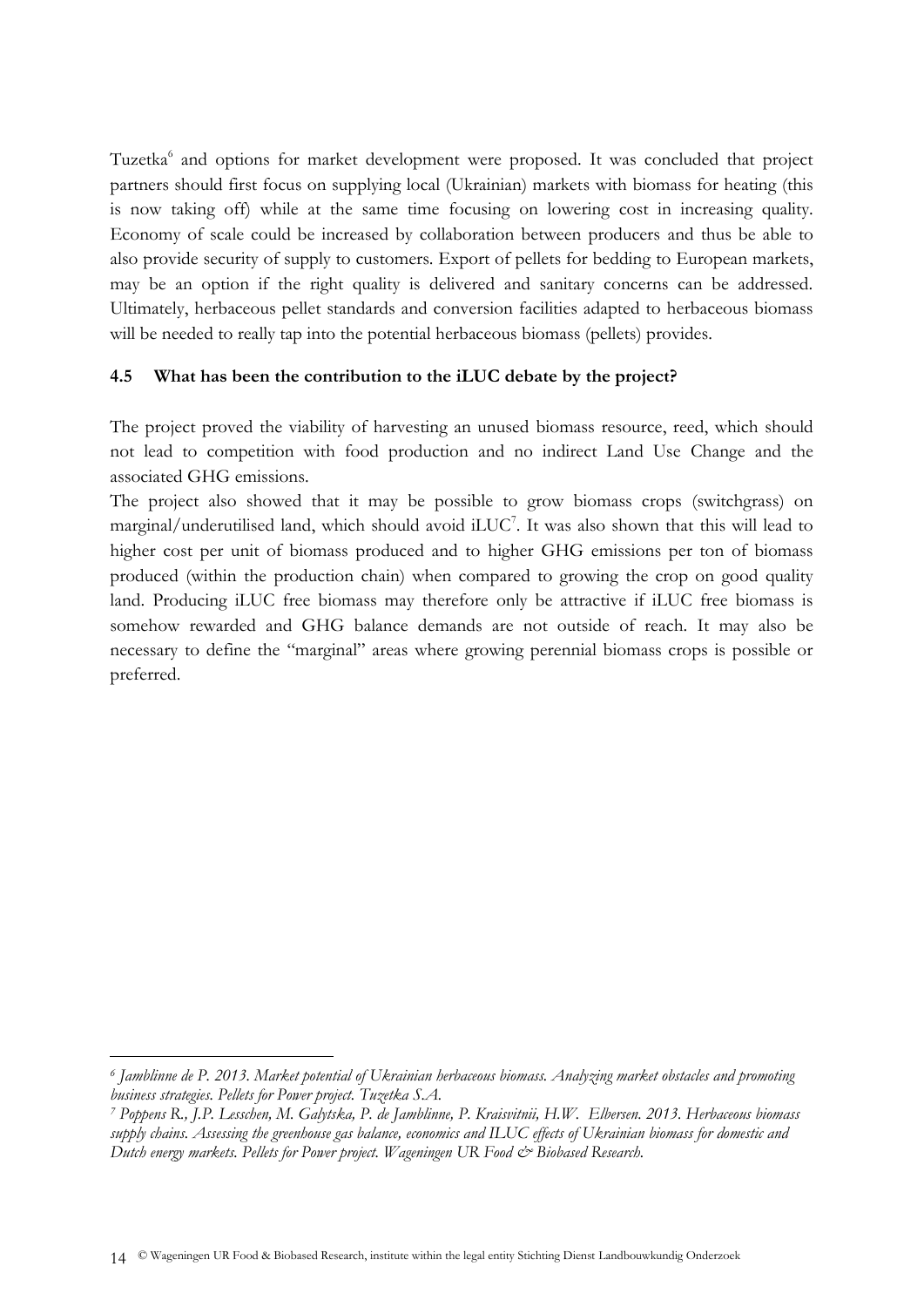Tuzetka[6] and options for market development were proposed. It was concluded that project partners should first focus on supplying local (Ukrainian) markets with biomass for heating (this is now taking off) while at the same time focusing on lowering cost in increasing quality. Economy of scale could be increased by collaboration between producers and thus be able to also provide security of supply to customers. Export of pellets for bedding to European markets, may be an option if the right quality is delivered and sanitary concerns can be addressed. Ultimately, herbaceous pellet standards and conversion facilities adapted to herbaceous biomass will be needed to really tap into the potential herbaceous biomass (pellets) provides.

### 4.5 What has been the contribution to the iLUC debate by the project?

The project proved the viability of harvesting an unused biomass resource, reed, which should not lead to competition with food production and no indirect Land Use Change and the associated GHG emissions.

The project also showed that it may be possible to grow biomass crops (switchgrass) on marginal/underutilised land, which should avoid iLUC[7]. It was also shown that this will lead to higher cost per unit of biomass produced and to higher GHG emissions per ton of biomass produced (within the production chain) when compared to growing the crop on good quality land. Producing iLUC free biomass may therefore only be attractive if iLUC free biomass is somehow rewarded and GHG balance demands are not outside of reach. It may also be necessary to define the "marginal" areas where growing perennial biomass crops is possible or preferred.

---

[6] *Jamblinne de P. 2013. Market potential of Ukrainian herbaceous biomass. Analyzing market obstacles and promoting business strategies. Pellets for Power project. Tuzetka S.A.*

[7] *Poppens R., J.P. Lesschen, M. Galytska, P. de Jamblinne, P. Kraisvitnii, H.W. Elbersen. 2013. Herbaceous biomass supply chains. Assessing the greenhouse gas balance, economics and ILUC effects of Ukrainian biomass for domestic and Dutch energy markets. Pellets for Power project. Wageningen UR Food & Biobased Research.*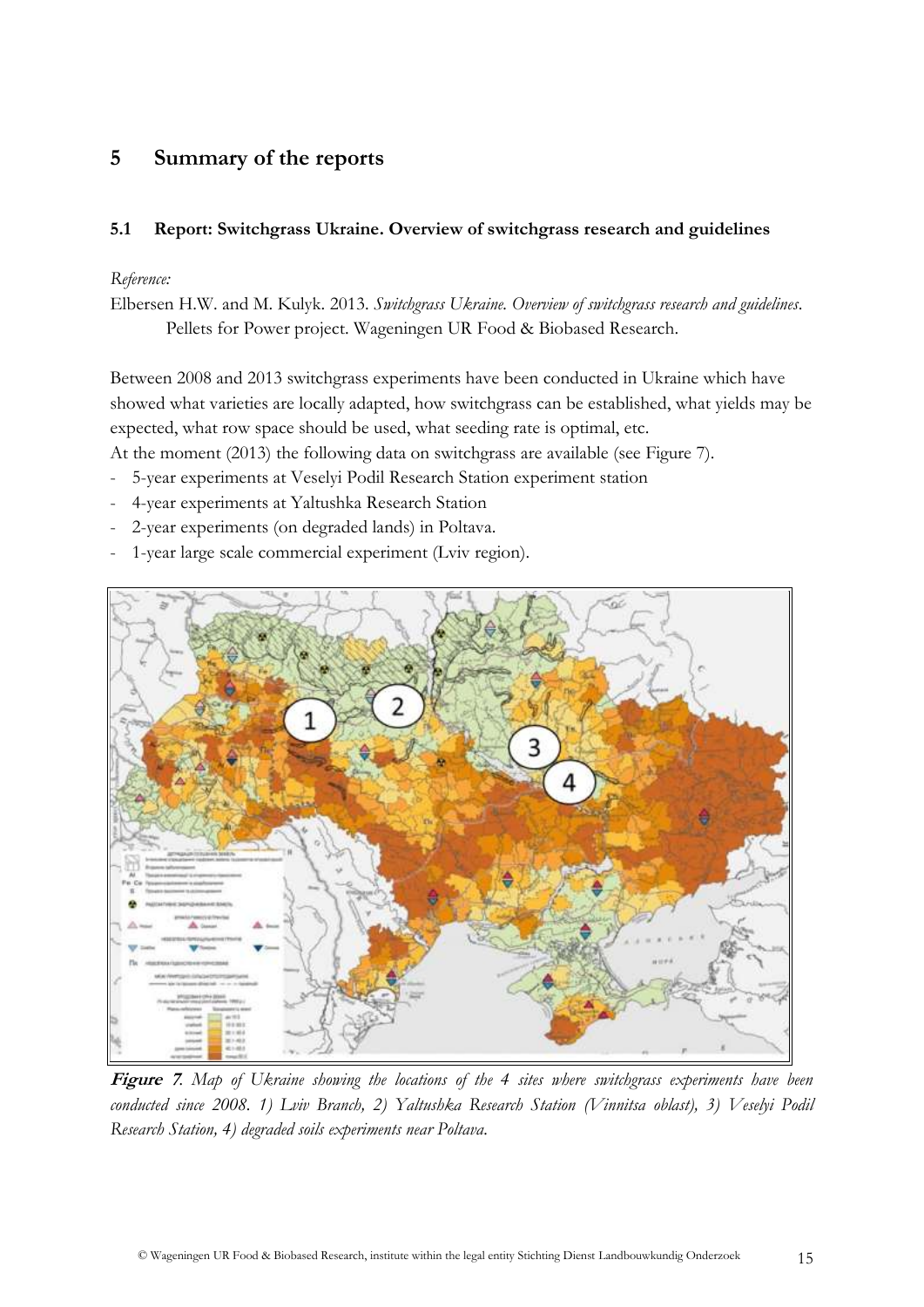# 5 Summary of the reports

## 5.1 Report: Switchgrass Ukraine. Overview of switchgrass research and guidelines

*Reference:*

Elbersen H.W. and M. Kulyk. 2013. *Switchgrass Ukraine. Overview of switchgrass research and guidelines*. Pellets for Power project. Wageningen UR Food & Biobased Research.

Between 2008 and 2013 switchgrass experiments have been conducted in Ukraine which have showed what varieties are locally adapted, how switchgrass can be established, what yields may be expected, what row space should be used, what seeding rate is optimal, etc.

At the moment (2013) the following data on switchgrass are available (see Figure 7).

- 5-year experiments at Veselyi Podil Research Station experiment station
- 4-year experiments at Yaltushka Research Station
- 2-year experiments (on degraded lands) in Poltava.
- 1-year large scale commercial experiment (Lviv region).

**Figure 7**. *Map of Ukraine showing the locations of the 4 sites where switchgrass experiments have been conducted since 2008. 1) Lviv Branch, 2) Yaltushka Research Station (Vinnitsa oblast), 3) Veselyi Podil Research Station, 4) degraded soils experiments near Poltava.*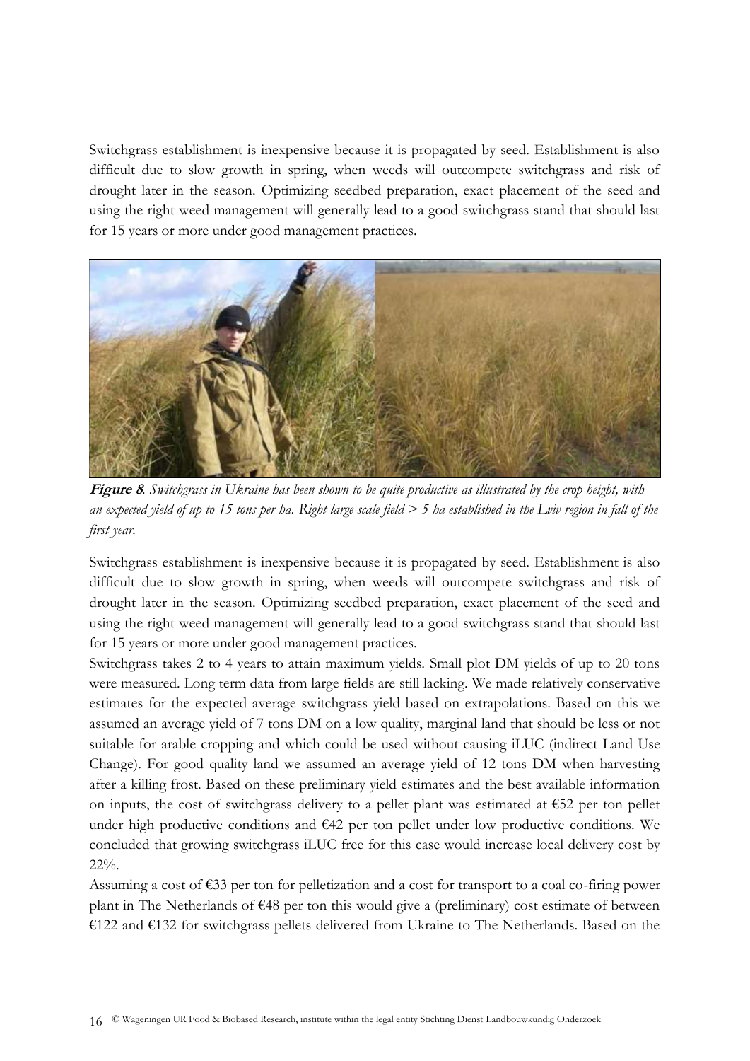Switchgrass establishment is inexpensive because it is propagated by seed. Establishment is also difficult due to slow growth in spring, when weeds will outcompete switchgrass and risk of drought later in the season. Optimizing seedbed preparation, exact placement of the seed and using the right weed management will generally lead to a good switchgrass stand that should last for 15 years or more under good management practices.

**Figure 8**. *Switchgrass in Ukraine has been shown to be quite productive as illustrated by the crop height, with an expected yield of up to 15 tons per ha. Right large scale field > 5 ha established in the Lviv region in fall of the first year.*

Switchgrass establishment is inexpensive because it is propagated by seed. Establishment is also difficult due to slow growth in spring, when weeds will outcompete switchgrass and risk of drought later in the season. Optimizing seedbed preparation, exact placement of the seed and using the right weed management will generally lead to a good switchgrass stand that should last for 15 years or more under good management practices.

Switchgrass takes 2 to 4 years to attain maximum yields. Small plot DM yields of up to 20 tons were measured. Long term data from large fields are still lacking. We made relatively conservative estimates for the expected average switchgrass yield based on extrapolations. Based on this we assumed an average yield of 7 tons DM on a low quality, marginal land that should be less or not suitable for arable cropping and which could be used without causing iLUC (indirect Land Use Change). For good quality land we assumed an average yield of 12 tons DM when harvesting after a killing frost. Based on these preliminary yield estimates and the best available information on inputs, the cost of switchgrass delivery to a pellet plant was estimated at €52 per ton pellet under high productive conditions and €42 per ton pellet under low productive conditions. We concluded that growing switchgrass iLUC free for this case would increase local delivery cost by 22%.

Assuming a cost of €33 per ton for pelletization and a cost for transport to a coal co-firing power plant in The Netherlands of €48 per ton this would give a (preliminary) cost estimate of between €122 and €132 for switchgrass pellets delivered from Ukraine to The Netherlands. Based on the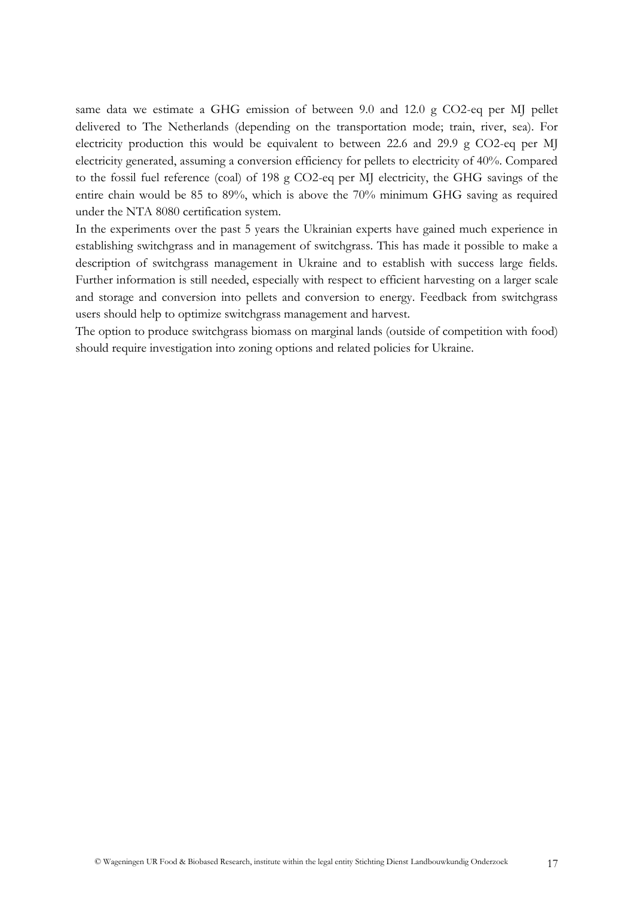same data we estimate a GHG emission of between 9.0 and 12.0 g CO2-eq per MJ pellet delivered to The Netherlands (depending on the transportation mode; train, river, sea). For electricity production this would be equivalent to between 22.6 and 29.9 g CO2-eq per MJ electricity generated, assuming a conversion efficiency for pellets to electricity of 40%. Compared to the fossil fuel reference (coal) of 198 g CO2-eq per MJ electricity, the GHG savings of the entire chain would be 85 to 89%, which is above the 70% minimum GHG saving as required under the NTA 8080 certification system.

In the experiments over the past 5 years the Ukrainian experts have gained much experience in establishing switchgrass and in management of switchgrass. This has made it possible to make a description of switchgrass management in Ukraine and to establish with success large fields. Further information is still needed, especially with respect to efficient harvesting on a larger scale and storage and conversion into pellets and conversion to energy. Feedback from switchgrass users should help to optimize switchgrass management and harvest.

The option to produce switchgrass biomass on marginal lands (outside of competition with food) should require investigation into zoning options and related policies for Ukraine.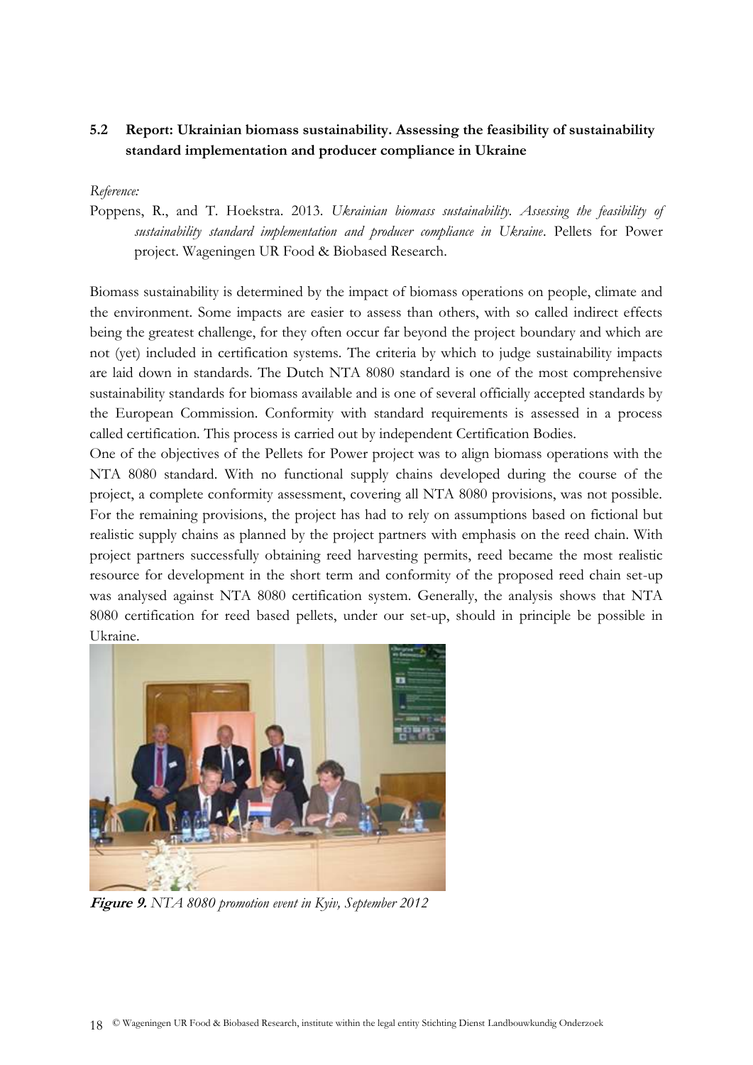## 5.2 Report: Ukrainian biomass sustainability. Assessing the feasibility of sustainability standard implementation and producer compliance in Ukraine

*Reference:*

Poppens, R., and T. Hoekstra. 2013. *Ukrainian biomass sustainability. Assessing the feasibility of sustainability standard implementation and producer compliance in Ukraine*. Pellets for Power project. Wageningen UR Food & Biobased Research.

Biomass sustainability is determined by the impact of biomass operations on people, climate and the environment. Some impacts are easier to assess than others, with so called indirect effects being the greatest challenge, for they often occur far beyond the project boundary and which are not (yet) included in certification systems. The criteria by which to judge sustainability impacts are laid down in standards. The Dutch NTA 8080 standard is one of the most comprehensive sustainability standards for biomass available and is one of several officially accepted standards by the European Commission. Conformity with standard requirements is assessed in a process called certification. This process is carried out by independent Certification Bodies.

One of the objectives of the Pellets for Power project was to align biomass operations with the NTA 8080 standard. With no functional supply chains developed during the course of the project, a complete conformity assessment, covering all NTA 8080 provisions, was not possible. For the remaining provisions, the project has had to rely on assumptions based on fictional but realistic supply chains as planned by the project partners with emphasis on the reed chain. With project partners successfully obtaining reed harvesting permits, reed became the most realistic resource for development in the short term and conformity of the proposed reed chain set-up was analysed against NTA 8080 certification system. Generally, the analysis shows that NTA 8080 certification for reed based pellets, under our set-up, should in principle be possible in Ukraine.

***Figure 9.*** *NTA 8080 promotion event in Kyiv, September 2012*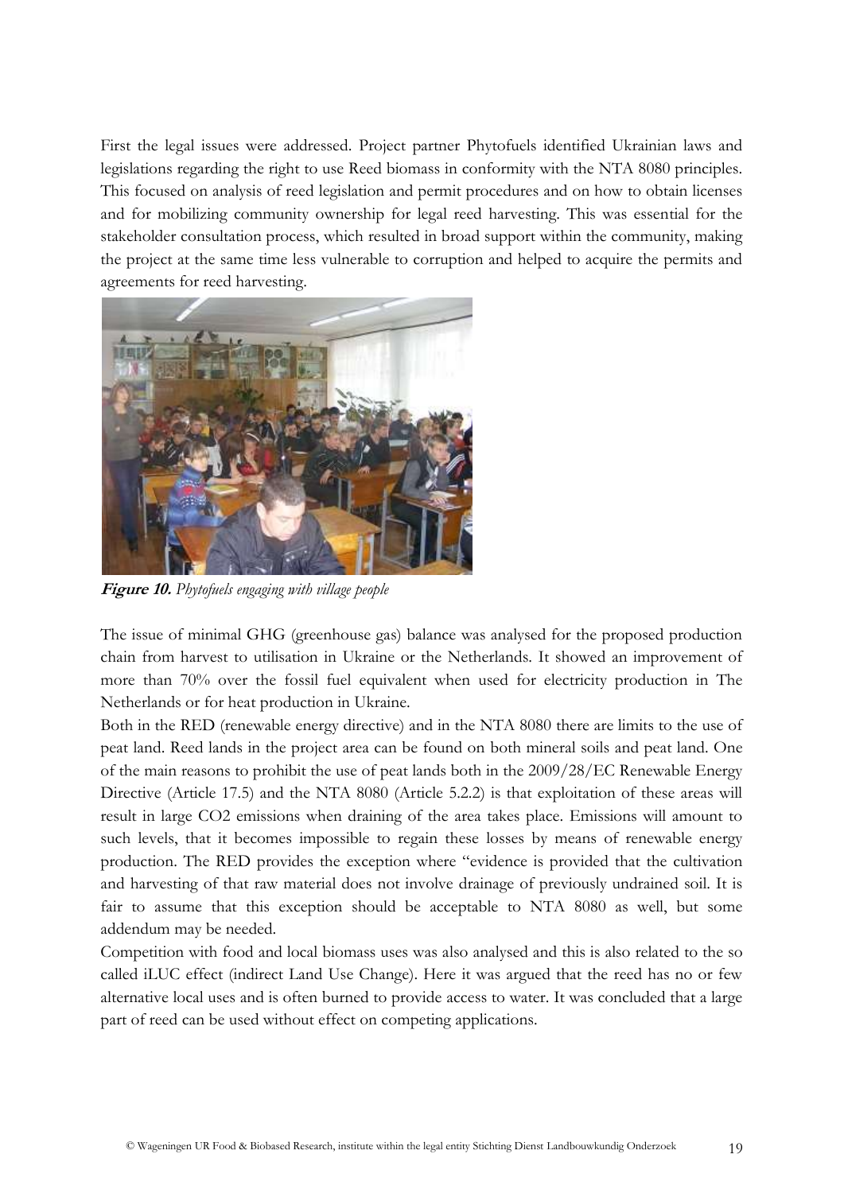First the legal issues were addressed. Project partner Phytofuels identified Ukrainian laws and legislations regarding the right to use Reed biomass in conformity with the NTA 8080 principles. This focused on analysis of reed legislation and permit procedures and on how to obtain licenses and for mobilizing community ownership for legal reed harvesting. This was essential for the stakeholder consultation process, which resulted in broad support within the community, making the project at the same time less vulnerable to corruption and helped to acquire the permits and agreements for reed harvesting.

**Figure 10.** *Phytofuels engaging with village people*

The issue of minimal GHG (greenhouse gas) balance was analysed for the proposed production chain from harvest to utilisation in Ukraine or the Netherlands. It showed an improvement of more than 70% over the fossil fuel equivalent when used for electricity production in The Netherlands or for heat production in Ukraine.

Both in the RED (renewable energy directive) and in the NTA 8080 there are limits to the use of peat land. Reed lands in the project area can be found on both mineral soils and peat land. One of the main reasons to prohibit the use of peat lands both in the 2009/28/EC Renewable Energy Directive (Article 17.5) and the NTA 8080 (Article 5.2.2) is that exploitation of these areas will result in large $CO_2$ emissions when draining of the area takes place. Emissions will amount to such levels, that it becomes impossible to regain these losses by means of renewable energy production. The RED provides the exception where "evidence is provided that the cultivation and harvesting of that raw material does not involve drainage of previously undrained soil. It is fair to assume that this exception should be acceptable to NTA 8080 as well, but some addendum may be needed.

Competition with food and local biomass uses was also analysed and this is also related to the so called iLUC effect (indirect Land Use Change). Here it was argued that the reed has no or few alternative local uses and is often burned to provide access to water. It was concluded that a large part of reed can be used without effect on competing applications.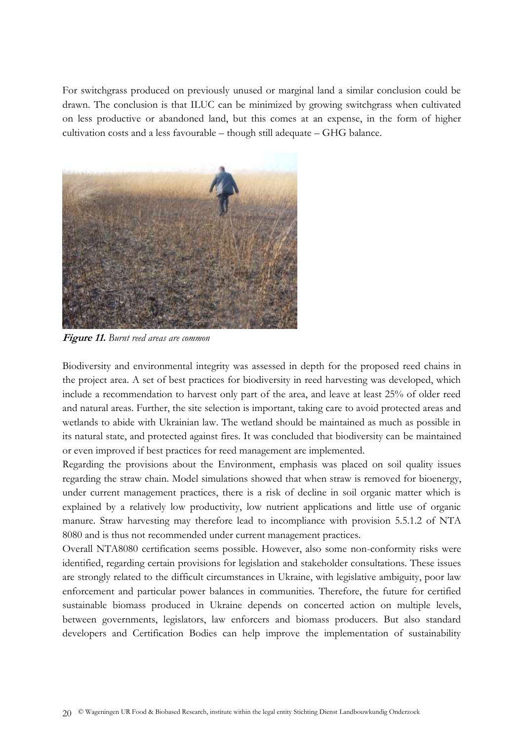For switchgrass produced on previously unused or marginal land a similar conclusion could be drawn. The conclusion is that ILUC can be minimized by growing switchgrass when cultivated on less productive or abandoned land, but this comes at an expense, in the form of higher cultivation costs and a less favourable – though still adequate – GHG balance.

**Figure 11.** *Burnt reed areas are common*

Biodiversity and environmental integrity was assessed in depth for the proposed reed chains in the project area. A set of best practices for biodiversity in reed harvesting was developed, which include a recommendation to harvest only part of the area, and leave at least 25% of older reed and natural areas. Further, the site selection is important, taking care to avoid protected areas and wetlands to abide with Ukrainian law. The wetland should be maintained as much as possible in its natural state, and protected against fires. It was concluded that biodiversity can be maintained or even improved if best practices for reed management are implemented.

Regarding the provisions about the Environment, emphasis was placed on soil quality issues regarding the straw chain. Model simulations showed that when straw is removed for bioenergy, under current management practices, there is a risk of decline in soil organic matter which is explained by a relatively low productivity, low nutrient applications and little use of organic manure. Straw harvesting may therefore lead to incompliance with provision 5.5.1.2 of NTA 8080 and is thus not recommended under current management practices.

Overall NTA8080 certification seems possible. However, also some non-conformity risks were identified, regarding certain provisions for legislation and stakeholder consultations. These issues are strongly related to the difficult circumstances in Ukraine, with legislative ambiguity, poor law enforcement and particular power balances in communities. Therefore, the future for certified sustainable biomass produced in Ukraine depends on concerted action on multiple levels, between governments, legislators, law enforcers and biomass producers. But also standard developers and Certification Bodies can help improve the implementation of sustainability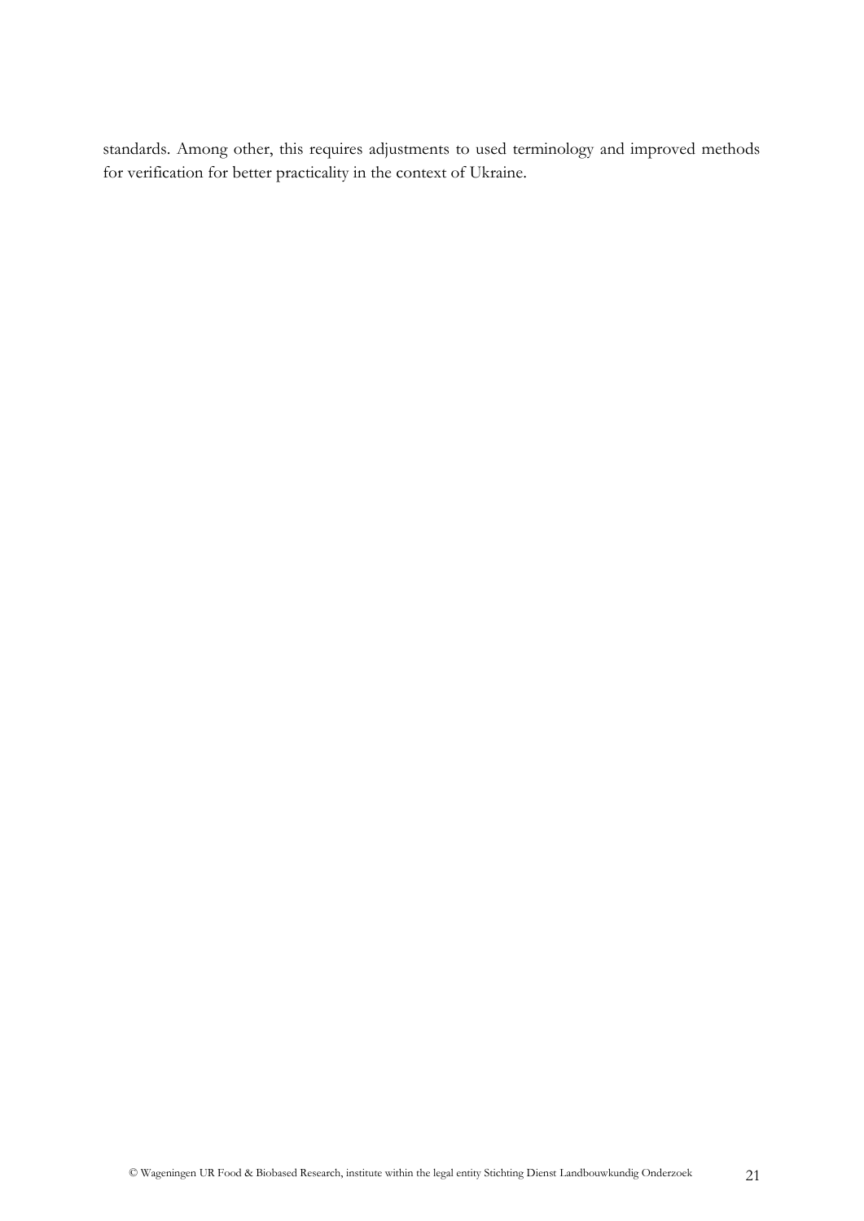standards. Among other, this requires adjustments to used terminology and improved methods for verification for better practicality in the context of Ukraine.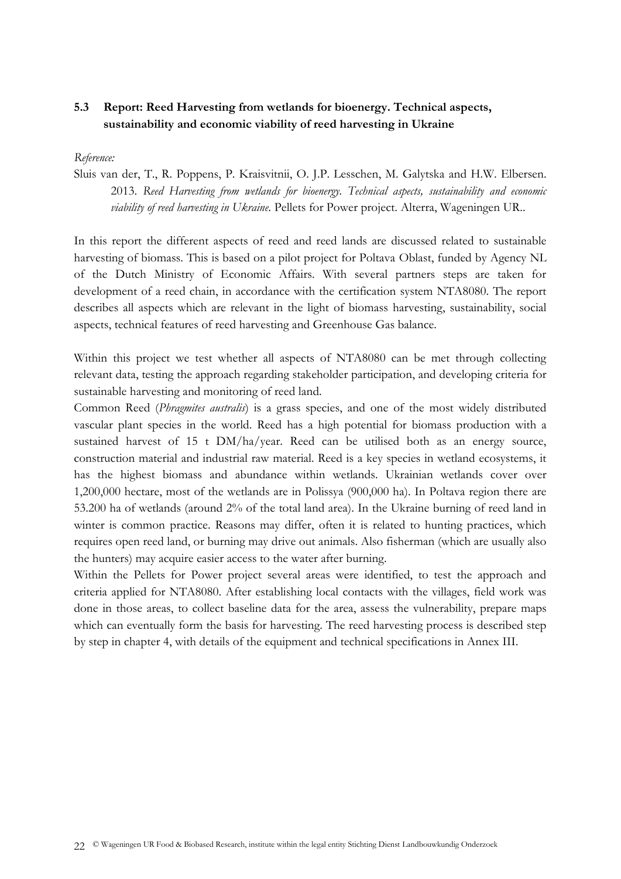## 5.3 Report: Reed Harvesting from wetlands for bioenergy. Technical aspects, sustainability and economic viability of reed harvesting in Ukraine

*Reference:*

Sluis van der, T., R. Poppens, P. Kraisvitnii, O. J.P. Lesschen, M. Galytska and H.W. Elbersen. 2013. *Reed Harvesting from wetlands for bioenergy. Technical aspects, sustainability and economic viability of reed harvesting in Ukraine.* Pellets for Power project. Alterra, Wageningen UR..

In this report the different aspects of reed and reed lands are discussed related to sustainable harvesting of biomass. This is based on a pilot project for Poltava Oblast, funded by Agency NL of the Dutch Ministry of Economic Affairs. With several partners steps are taken for development of a reed chain, in accordance with the certification system NTA8080. The report describes all aspects which are relevant in the light of biomass harvesting, sustainability, social aspects, technical features of reed harvesting and Greenhouse Gas balance.

Within this project we test whether all aspects of NTA8080 can be met through collecting relevant data, testing the approach regarding stakeholder participation, and developing criteria for sustainable harvesting and monitoring of reed land.

Common Reed (*Phragmites australis*) is a grass species, and one of the most widely distributed vascular plant species in the world. Reed has a high potential for biomass production with a sustained harvest of 15 t DM/ha/year. Reed can be utilised both as an energy source, construction material and industrial raw material. Reed is a key species in wetland ecosystems, it has the highest biomass and abundance within wetlands. Ukrainian wetlands cover over 1,200,000 hectare, most of the wetlands are in Polissya (900,000 ha). In Poltava region there are 53.200 ha of wetlands (around 2% of the total land area). In the Ukraine burning of reed land in winter is common practice. Reasons may differ, often it is related to hunting practices, which requires open reed land, or burning may drive out animals. Also fisherman (which are usually also the hunters) may acquire easier access to the water after burning.

Within the Pellets for Power project several areas were identified, to test the approach and criteria applied for NTA8080. After establishing local contacts with the villages, field work was done in those areas, to collect baseline data for the area, assess the vulnerability, prepare maps which can eventually form the basis for harvesting. The reed harvesting process is described step by step in chapter 4, with details of the equipment and technical specifications in Annex III.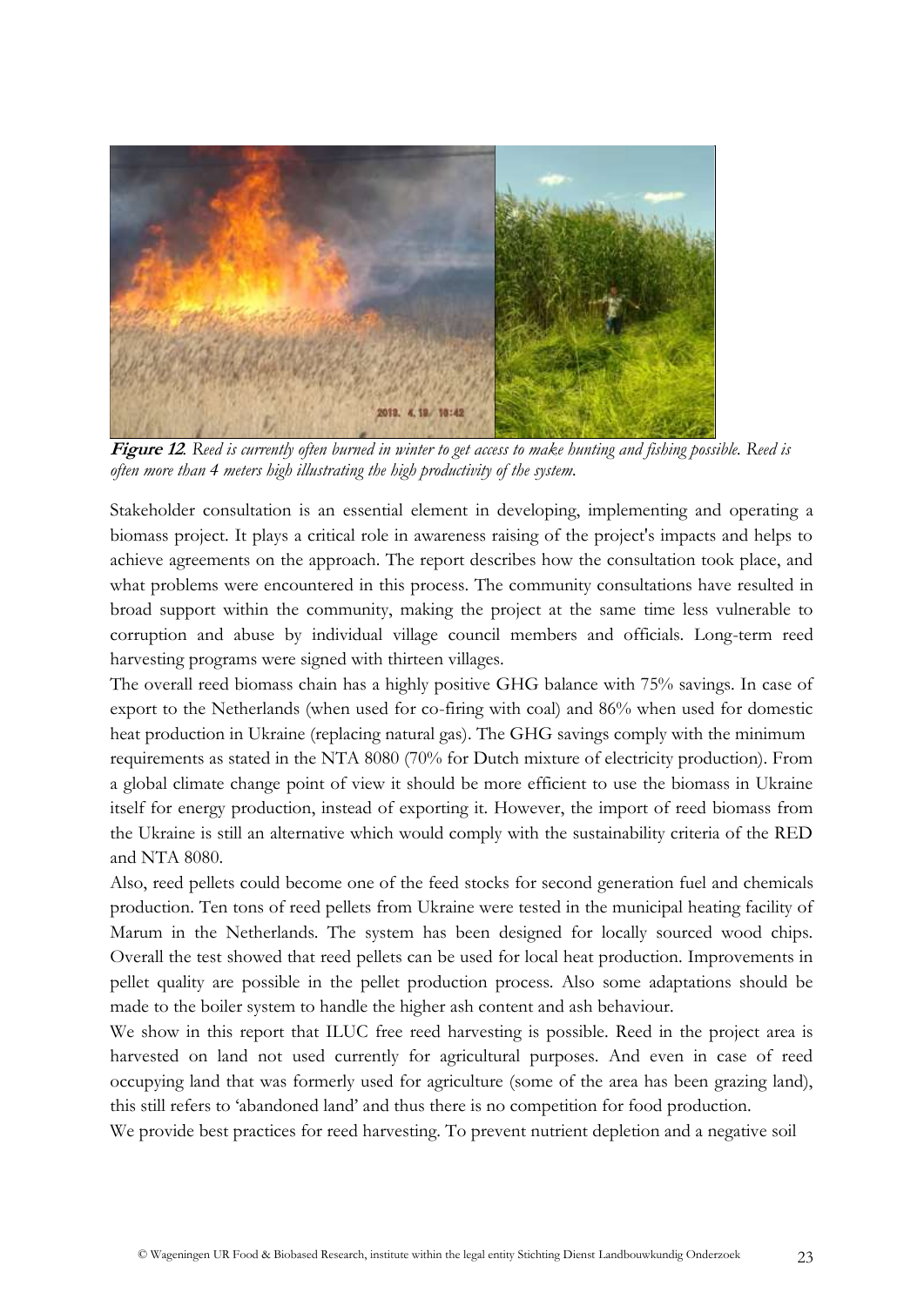**Figure 12**. *Reed is currently often burned in winter to get access to make hunting and fishing possible. Reed is often more than 4 meters high illustrating the high productivity of the system.*

Stakeholder consultation is an essential element in developing, implementing and operating a biomass project. It plays a critical role in awareness raising of the project's impacts and helps to achieve agreements on the approach. The report describes how the consultation took place, and what problems were encountered in this process. The community consultations have resulted in broad support within the community, making the project at the same time less vulnerable to corruption and abuse by individual village council members and officials. Long-term reed harvesting programs were signed with thirteen villages.

The overall reed biomass chain has a highly positive GHG balance with 75% savings. In case of export to the Netherlands (when used for co-firing with coal) and 86% when used for domestic heat production in Ukraine (replacing natural gas). The GHG savings comply with the minimum requirements as stated in the NTA 8080 (70% for Dutch mixture of electricity production). From a global climate change point of view it should be more efficient to use the biomass in Ukraine itself for energy production, instead of exporting it. However, the import of reed biomass from the Ukraine is still an alternative which would comply with the sustainability criteria of the RED and NTA 8080.

Also, reed pellets could become one of the feed stocks for second generation fuel and chemicals production. Ten tons of reed pellets from Ukraine were tested in the municipal heating facility of Marum in the Netherlands. The system has been designed for locally sourced wood chips. Overall the test showed that reed pellets can be used for local heat production. Improvements in pellet quality are possible in the pellet production process. Also some adaptations should be made to the boiler system to handle the higher ash content and ash behaviour.

We show in this report that ILUC free reed harvesting is possible. Reed in the project area is harvested on land not used currently for agricultural purposes. And even in case of reed occupying land that was formerly used for agriculture (some of the area has been grazing land), this still refers to 'abandoned land' and thus there is no competition for food production.

We provide best practices for reed harvesting. To prevent nutrient depletion and a negative soil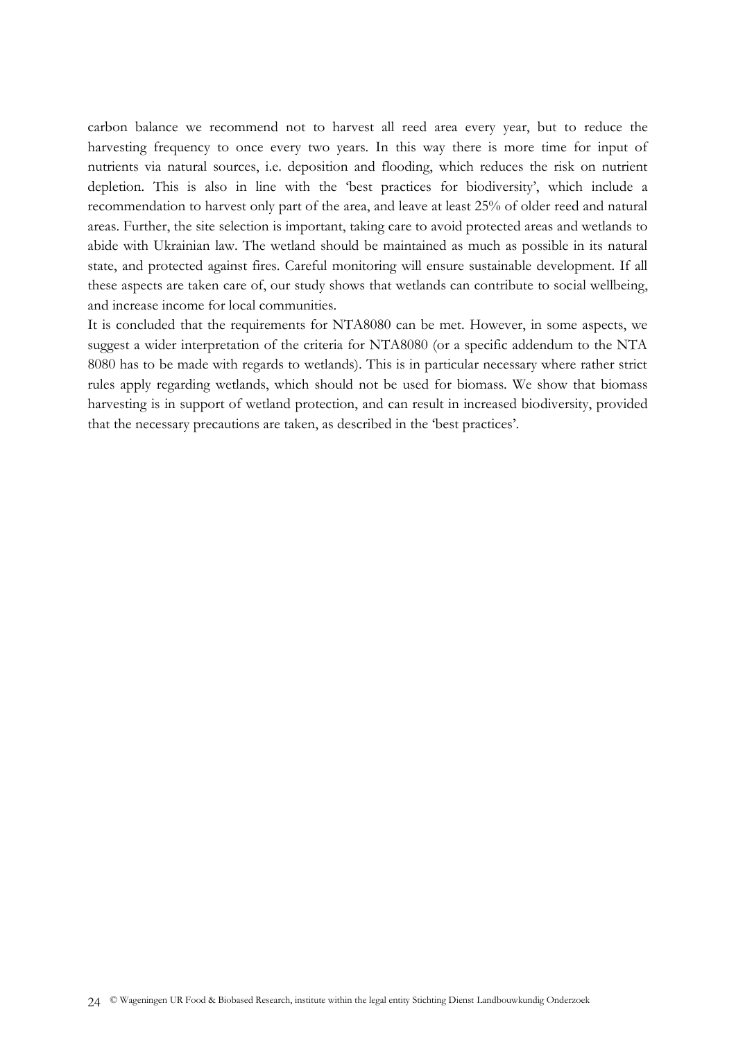carbon balance we recommend not to harvest all reed area every year, but to reduce the harvesting frequency to once every two years. In this way there is more time for input of nutrients via natural sources, i.e. deposition and flooding, which reduces the risk on nutrient depletion. This is also in line with the 'best practices for biodiversity', which include a recommendation to harvest only part of the area, and leave at least 25% of older reed and natural areas. Further, the site selection is important, taking care to avoid protected areas and wetlands to abide with Ukrainian law. The wetland should be maintained as much as possible in its natural state, and protected against fires. Careful monitoring will ensure sustainable development. If all these aspects are taken care of, our study shows that wetlands can contribute to social wellbeing, and increase income for local communities.

It is concluded that the requirements for NTA8080 can be met. However, in some aspects, we suggest a wider interpretation of the criteria for NTA8080 (or a specific addendum to the NTA 8080 has to be made with regards to wetlands). This is in particular necessary where rather strict rules apply regarding wetlands, which should not be used for biomass. We show that biomass harvesting is in support of wetland protection, and can result in increased biodiversity, provided that the necessary precautions are taken, as described in the 'best practices'.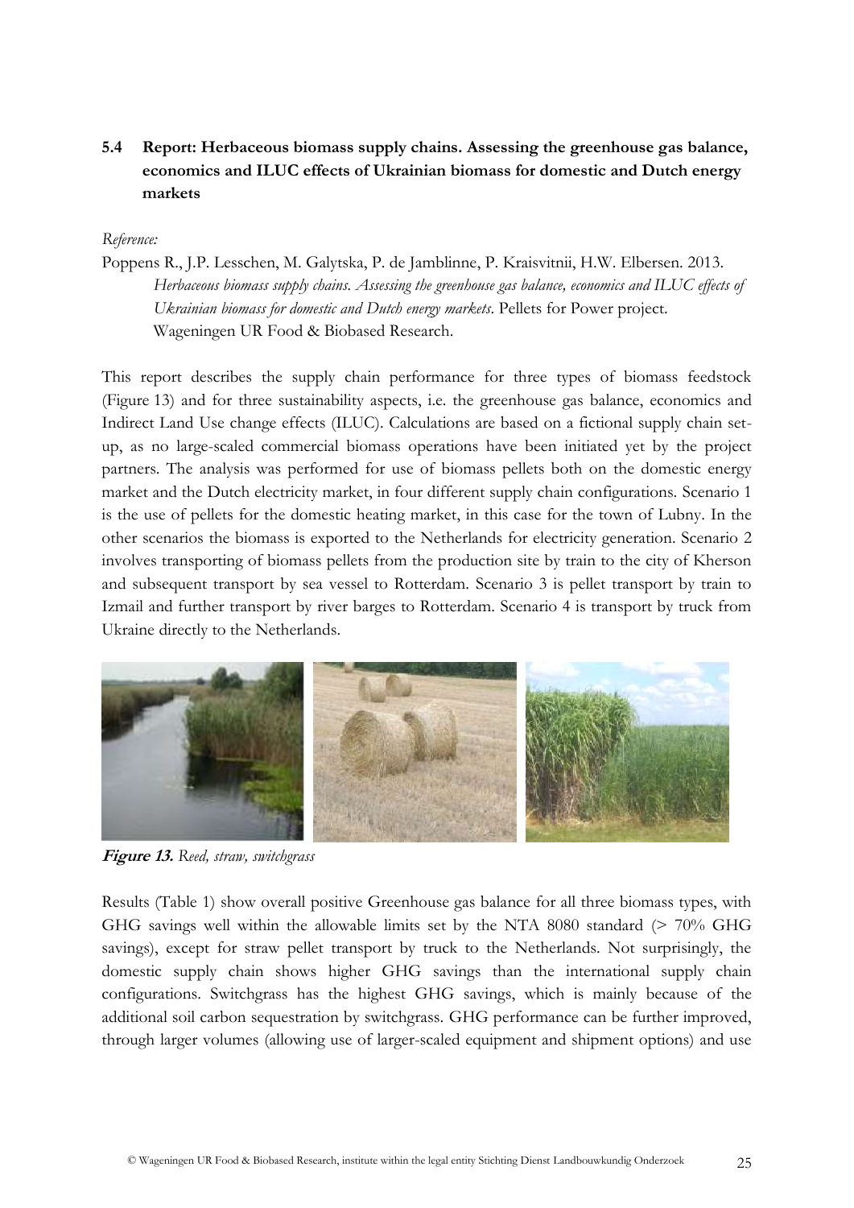## 5.4 Report: Herbaceous biomass supply chains. Assessing the greenhouse gas balance, economics and ILUC effects of Ukrainian biomass for domestic and Dutch energy markets

*Reference:*

Poppens R., J.P. Lesschen, M. Galytska, P. de Jamblinne, P. Kraisvitnii, H.W. Elbersen. 2013. *Herbaceous biomass supply chains. Assessing the greenhouse gas balance, economics and ILUC effects of Ukrainian biomass for domestic and Dutch energy markets*. Pellets for Power project. Wageningen UR Food & Biobased Research.

This report describes the supply chain performance for three types of biomass feedstock (Figure 13) and for three sustainability aspects, i.e. the greenhouse gas balance, economics and Indirect Land Use change effects (ILUC). Calculations are based on a fictional supply chain set-up, as no large-scaled commercial biomass operations have been initiated yet by the project partners. The analysis was performed for use of biomass pellets both on the domestic energy market and the Dutch electricity market, in four different supply chain configurations. Scenario 1 is the use of pellets for the domestic heating market, in this case for the town of Lubny. In the other scenarios the biomass is exported to the Netherlands for electricity generation. Scenario 2 involves transporting of biomass pellets from the production site by train to the city of Kherson and subsequent transport by sea vessel to Rotterdam. Scenario 3 is pellet transport by train to Izmail and further transport by river barges to Rotterdam. Scenario 4 is transport by truck from Ukraine directly to the Netherlands.

**Figure 13.** *Reed, straw, switchgrass*

Results (Table 1) show overall positive Greenhouse gas balance for all three biomass types, with GHG savings well within the allowable limits set by the NTA 8080 standard (> 70% GHG savings), except for straw pellet transport by truck to the Netherlands. Not surprisingly, the domestic supply chain shows higher GHG savings than the international supply chain configurations. Switchgrass has the highest GHG savings, which is mainly because of the additional soil carbon sequestration by switchgrass. GHG performance can be further improved, through larger volumes (allowing use of larger-scaled equipment and shipment options) and use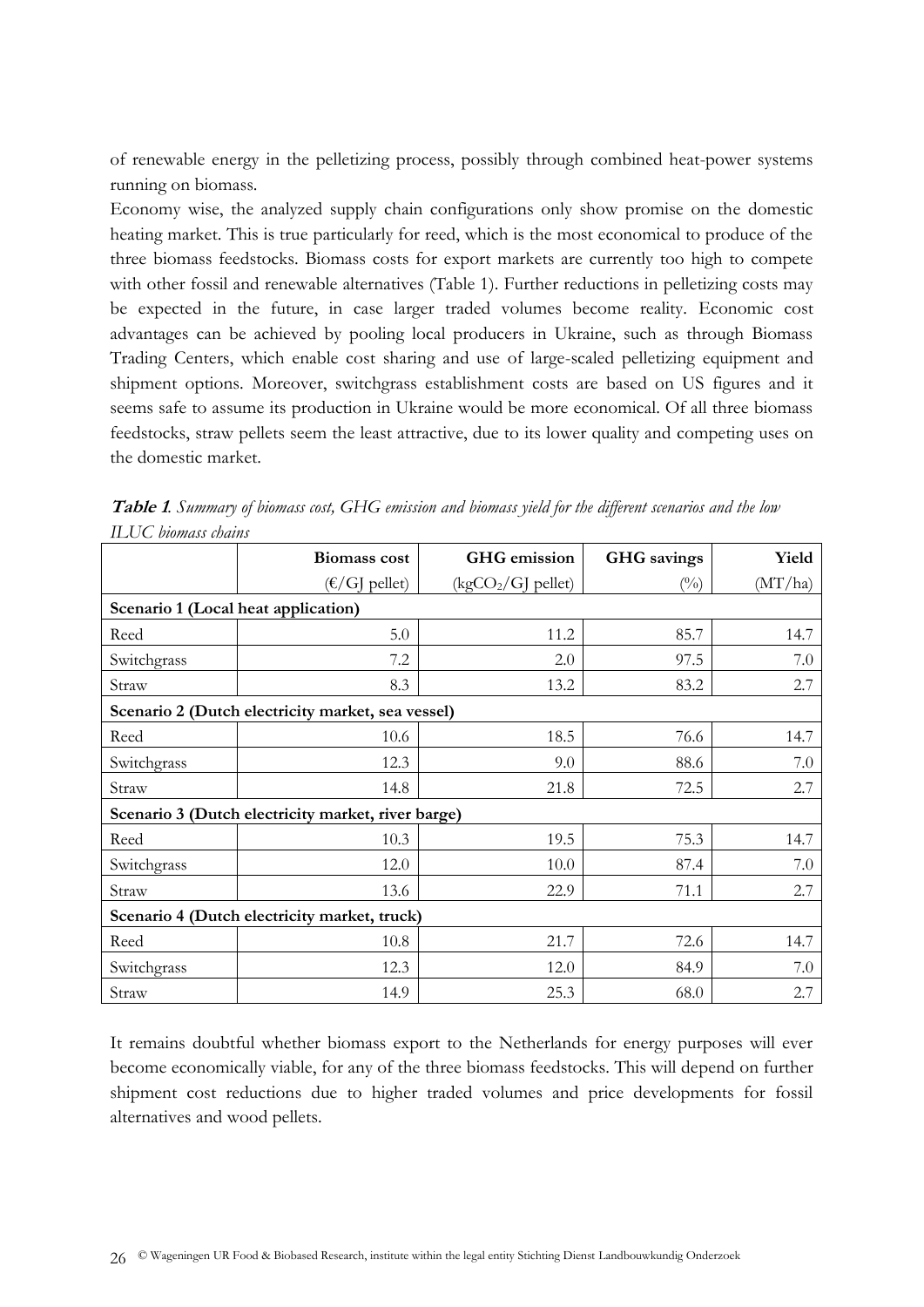of renewable energy in the pelletizing process, possibly through combined heat-power systems running on biomass.

Economy wise, the analyzed supply chain configurations only show promise on the domestic heating market. This is true particularly for reed, which is the most economical to produce of the three biomass feedstocks. Biomass costs for export markets are currently too high to compete with other fossil and renewable alternatives (Table 1). Further reductions in pelletizing costs may be expected in the future, in case larger traded volumes become reality. Economic cost advantages can be achieved by pooling local producers in Ukraine, such as through Biomass Trading Centers, which enable cost sharing and use of large-scaled pelletizing equipment and shipment options. Moreover, switchgrass establishment costs are based on US figures and it seems safe to assume its production in Ukraine would be more economical. Of all three biomass feedstocks, straw pellets seem the least attractive, due to its lower quality and competing uses on the domestic market.

***Table 1**. Summary of biomass cost, GHG emission and biomass yield for the different scenarios and the low ILUC biomass chains*

| | **Biomass cost** | **GHG emission** | **GHG savings** | **Yield** |
|---|---|---|---|---|
| | (€/GJ pellet) | ($kgCO_2$/GJ pellet) | (%) | (MT/ha) |
| **Scenario 1 (Local heat application)** | | | | |
| Reed | 5.0 | 11.2 | 85.7 | 14.7 |
| Switchgrass | 7.2 | 2.0 | 97.5 | 7.0 |
| Straw | 8.3 | 13.2 | 83.2 | 2.7 |
| **Scenario 2 (Dutch electricity market, sea vessel)** | | | | |
| Reed | 10.6 | 18.5 | 76.6 | 14.7 |
| Switchgrass | 12.3 | 9.0 | 88.6 | 7.0 |
| Straw | 14.8 | 21.8 | 72.5 | 2.7 |
| **Scenario 3 (Dutch electricity market, river barge)** | | | | |
| Reed | 10.3 | 19.5 | 75.3 | 14.7 |
| Switchgrass | 12.0 | 10.0 | 87.4 | 7.0 |
| Straw | 13.6 | 22.9 | 71.1 | 2.7 |
| **Scenario 4 (Dutch electricity market, truck)** | | | | |
| Reed | 10.8 | 21.7 | 72.6 | 14.7 |
| Switchgrass | 12.3 | 12.0 | 84.9 | 7.0 |
| Straw | 14.9 | 25.3 | 68.0 | 2.7 |

It remains doubtful whether biomass export to the Netherlands for energy purposes will ever become economically viable, for any of the three biomass feedstocks. This will depend on further shipment cost reductions due to higher traded volumes and price developments for fossil alternatives and wood pellets.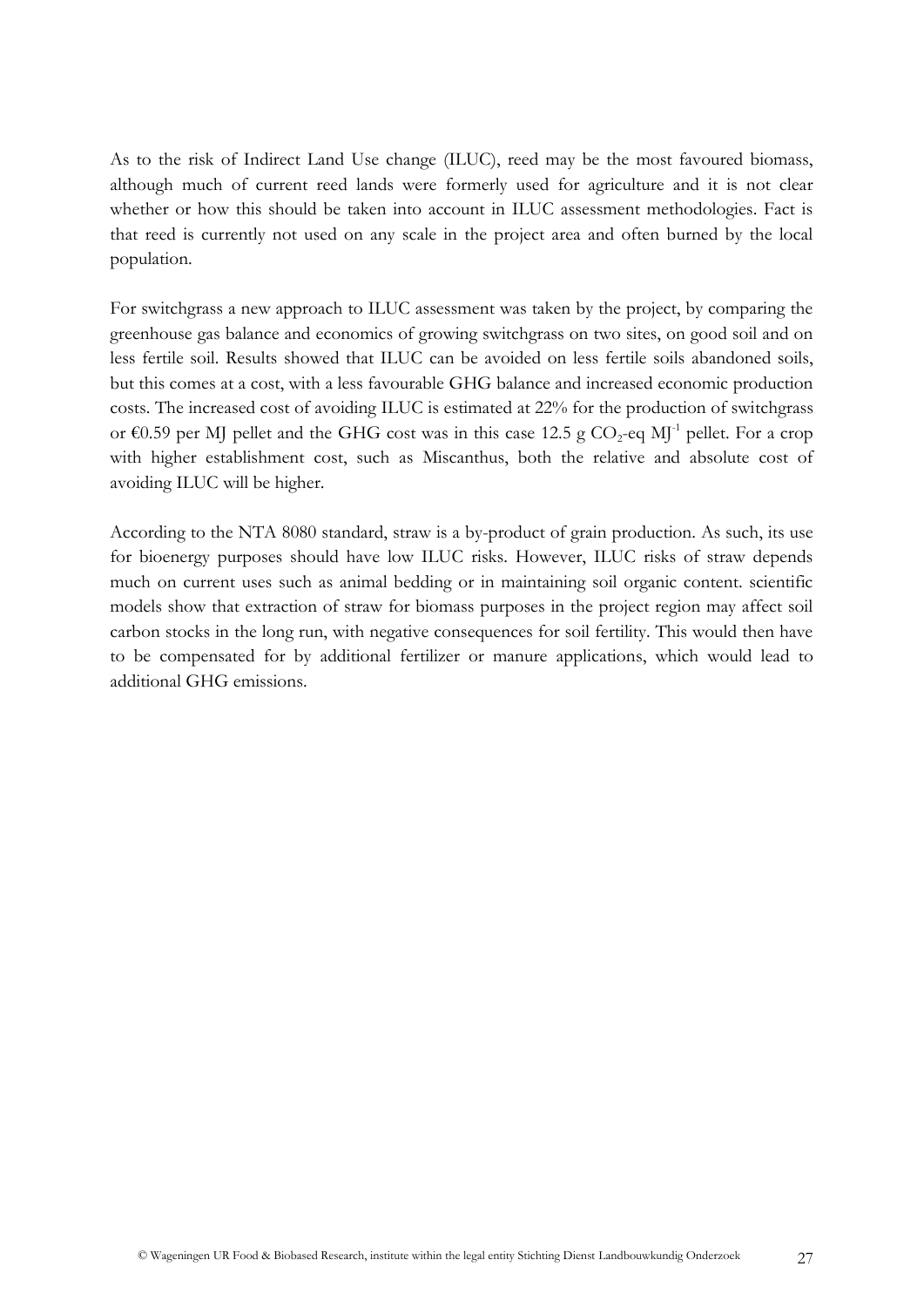As to the risk of Indirect Land Use change (ILUC), reed may be the most favoured biomass, although much of current reed lands were formerly used for agriculture and it is not clear whether or how this should be taken into account in ILUC assessment methodologies. Fact is that reed is currently not used on any scale in the project area and often burned by the local population.

For switchgrass a new approach to ILUC assessment was taken by the project, by comparing the greenhouse gas balance and economics of growing switchgrass on two sites, on good soil and on less fertile soil. Results showed that ILUC can be avoided on less fertile soils abandoned soils, but this comes at a cost, with a less favourable GHG balance and increased economic production costs. The increased cost of avoiding ILUC is estimated at 22% for the production of switchgrass or €0.59 per MJ pellet and the GHG cost was in this case 12.5 g $CO_2$-eq $MJ^{-1}$ pellet. For a crop with higher establishment cost, such as Miscanthus, both the relative and absolute cost of avoiding ILUC will be higher.

According to the NTA 8080 standard, straw is a by-product of grain production. As such, its use for bioenergy purposes should have low ILUC risks. However, ILUC risks of straw depends much on current uses such as animal bedding or in maintaining soil organic content. scientific models show that extraction of straw for biomass purposes in the project region may affect soil carbon stocks in the long run, with negative consequences for soil fertility. This would then have to be compensated for by additional fertilizer or manure applications, which would lead to additional GHG emissions.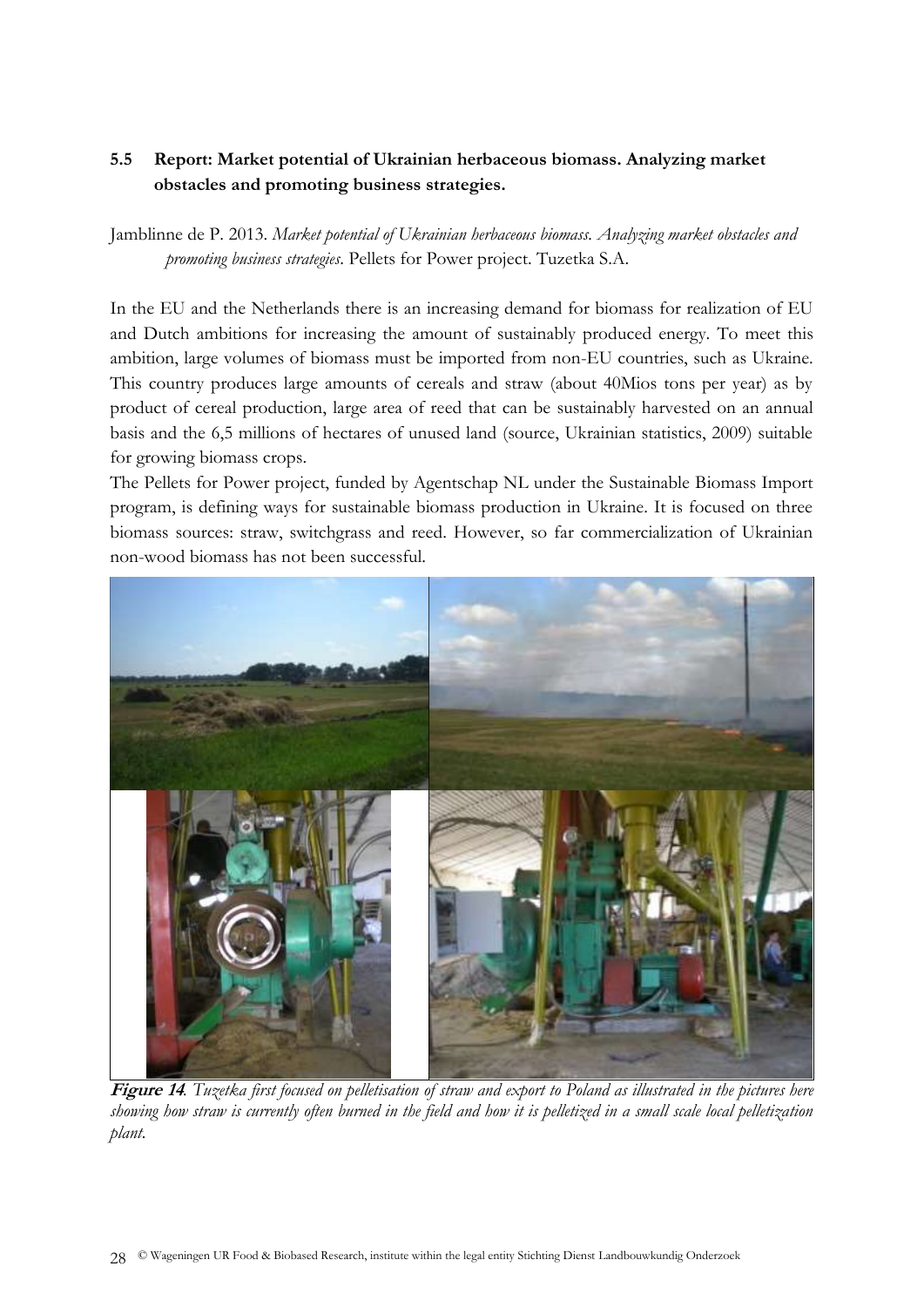## 5.5 Report: Market potential of Ukrainian herbaceous biomass. Analyzing market obstacles and promoting business strategies.

Jamblinne de P. 2013. *Market potential of Ukrainian herbaceous biomass. Analyzing market obstacles and promoting business strategies*. Pellets for Power project. Tuzetka S.A.

In the EU and the Netherlands there is an increasing demand for biomass for realization of EU and Dutch ambitions for increasing the amount of sustainably produced energy. To meet this ambition, large volumes of biomass must be imported from non-EU countries, such as Ukraine. This country produces large amounts of cereals and straw (about 40Mios tons per year) as by product of cereal production, large area of reed that can be sustainably harvested on an annual basis and the 6,5 millions of hectares of unused land (source, Ukrainian statistics, 2009) suitable for growing biomass crops.

The Pellets for Power project, funded by Agentschap NL under the Sustainable Biomass Import program, is defining ways for sustainable biomass production in Ukraine. It is focused on three biomass sources: straw, switchgrass and reed. However, so far commercialization of Ukrainian non-wood biomass has not been successful.

**Figure 14**. *Tuzetka first focused on pelletisation of straw and export to Poland as illustrated in the pictures here showing how straw is currently often burned in the field and how it is pelletized in a small scale local pelletization plant.*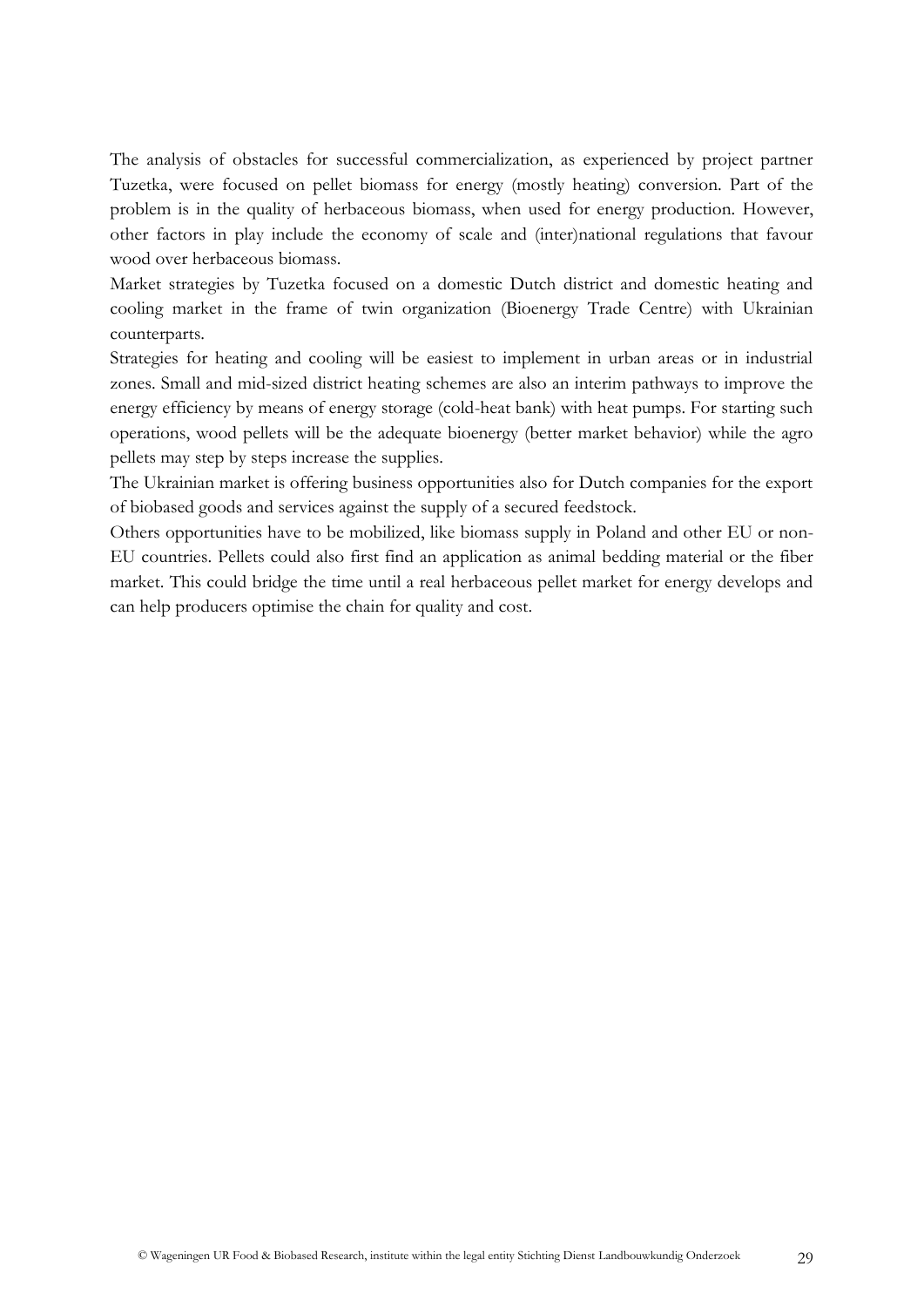The analysis of obstacles for successful commercialization, as experienced by project partner Tuzetka, were focused on pellet biomass for energy (mostly heating) conversion. Part of the problem is in the quality of herbaceous biomass, when used for energy production. However, other factors in play include the economy of scale and (inter)national regulations that favour wood over herbaceous biomass.

Market strategies by Tuzetka focused on a domestic Dutch district and domestic heating and cooling market in the frame of twin organization (Bioenergy Trade Centre) with Ukrainian counterparts.

Strategies for heating and cooling will be easiest to implement in urban areas or in industrial zones. Small and mid-sized district heating schemes are also an interim pathways to improve the energy efficiency by means of energy storage (cold-heat bank) with heat pumps. For starting such operations, wood pellets will be the adequate bioenergy (better market behavior) while the agro pellets may step by steps increase the supplies.

The Ukrainian market is offering business opportunities also for Dutch companies for the export of biobased goods and services against the supply of a secured feedstock.

Others opportunities have to be mobilized, like biomass supply in Poland and other EU or non-EU countries. Pellets could also first find an application as animal bedding material or the fiber market. This could bridge the time until a real herbaceous pellet market for energy develops and can help producers optimise the chain for quality and cost.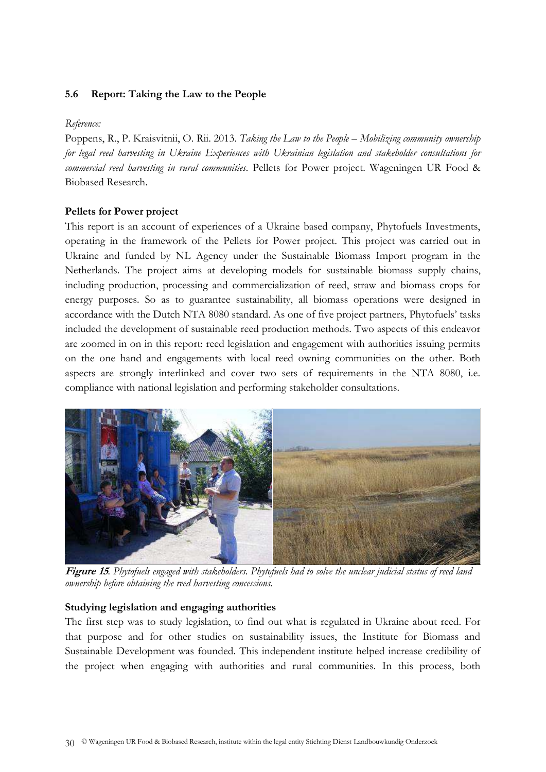### 5.6 Report: Taking the Law to the People

*Reference:*

Poppens, R., P. Kraisvitnii, O. Rii. 2013. *Taking the Law to the People – Mobilizing community ownership for legal reed harvesting in Ukraine Experiences with Ukrainian legislation and stakeholder consultations for commercial reed harvesting in rural communities.* Pellets for Power project. Wageningen UR Food & Biobased Research.

**Pellets for Power project**

This report is an account of experiences of a Ukraine based company, Phytofuels Investments, operating in the framework of the Pellets for Power project. This project was carried out in Ukraine and funded by NL Agency under the Sustainable Biomass Import program in the Netherlands. The project aims at developing models for sustainable biomass supply chains, including production, processing and commercialization of reed, straw and biomass crops for energy purposes. So as to guarantee sustainability, all biomass operations were designed in accordance with the Dutch NTA 8080 standard. As one of five project partners, Phytofuels' tasks included the development of sustainable reed production methods. Two aspects of this endeavor are zoomed in on in this report: reed legislation and engagement with authorities issuing permits on the one hand and engagements with local reed owning communities on the other. Both aspects are strongly interlinked and cover two sets of requirements in the NTA 8080, i.e. compliance with national legislation and performing stakeholder consultations.

**Figure 15**. *Phytofuels engaged with stakeholders. Phytofuels had to solve the unclear judicial status of reed land ownership before obtaining the reed harvesting concessions.*

**Studying legislation and engaging authorities**

The first step was to study legislation, to find out what is regulated in Ukraine about reed. For that purpose and for other studies on sustainability issues, the Institute for Biomass and Sustainable Development was founded. This independent institute helped increase credibility of the project when engaging with authorities and rural communities. In this process, both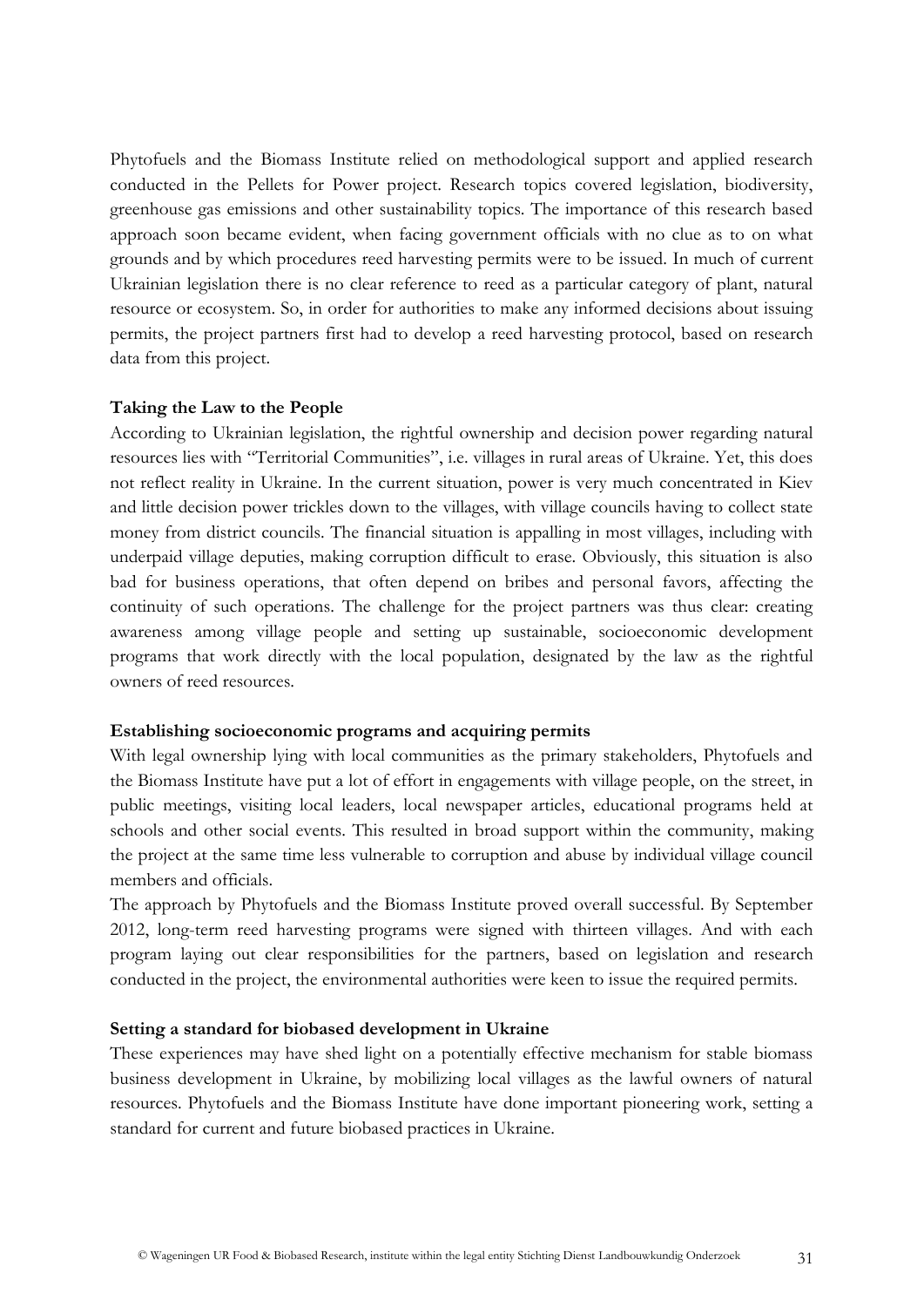Phytofuels and the Biomass Institute relied on methodological support and applied research conducted in the Pellets for Power project. Research topics covered legislation, biodiversity, greenhouse gas emissions and other sustainability topics. The importance of this research based approach soon became evident, when facing government officials with no clue as to on what grounds and by which procedures reed harvesting permits were to be issued. In much of current Ukrainian legislation there is no clear reference to reed as a particular category of plant, natural resource or ecosystem. So, in order for authorities to make any informed decisions about issuing permits, the project partners first had to develop a reed harvesting protocol, based on research data from this project.

**Taking the Law to the People**

According to Ukrainian legislation, the rightful ownership and decision power regarding natural resources lies with "Territorial Communities", i.e. villages in rural areas of Ukraine. Yet, this does not reflect reality in Ukraine. In the current situation, power is very much concentrated in Kiev and little decision power trickles down to the villages, with village councils having to collect state money from district councils. The financial situation is appalling in most villages, including with underpaid village deputies, making corruption difficult to erase. Obviously, this situation is also bad for business operations, that often depend on bribes and personal favors, affecting the continuity of such operations. The challenge for the project partners was thus clear: creating awareness among village people and setting up sustainable, socioeconomic development programs that work directly with the local population, designated by the law as the rightful owners of reed resources.

**Establishing socioeconomic programs and acquiring permits**

With legal ownership lying with local communities as the primary stakeholders, Phytofuels and the Biomass Institute have put a lot of effort in engagements with village people, on the street, in public meetings, visiting local leaders, local newspaper articles, educational programs held at schools and other social events. This resulted in broad support within the community, making the project at the same time less vulnerable to corruption and abuse by individual village council members and officials.

The approach by Phytofuels and the Biomass Institute proved overall successful. By September 2012, long-term reed harvesting programs were signed with thirteen villages. And with each program laying out clear responsibilities for the partners, based on legislation and research conducted in the project, the environmental authorities were keen to issue the required permits.

**Setting a standard for biobased development in Ukraine**

These experiences may have shed light on a potentially effective mechanism for stable biomass business development in Ukraine, by mobilizing local villages as the lawful owners of natural resources. Phytofuels and the Biomass Institute have done important pioneering work, setting a standard for current and future biobased practices in Ukraine.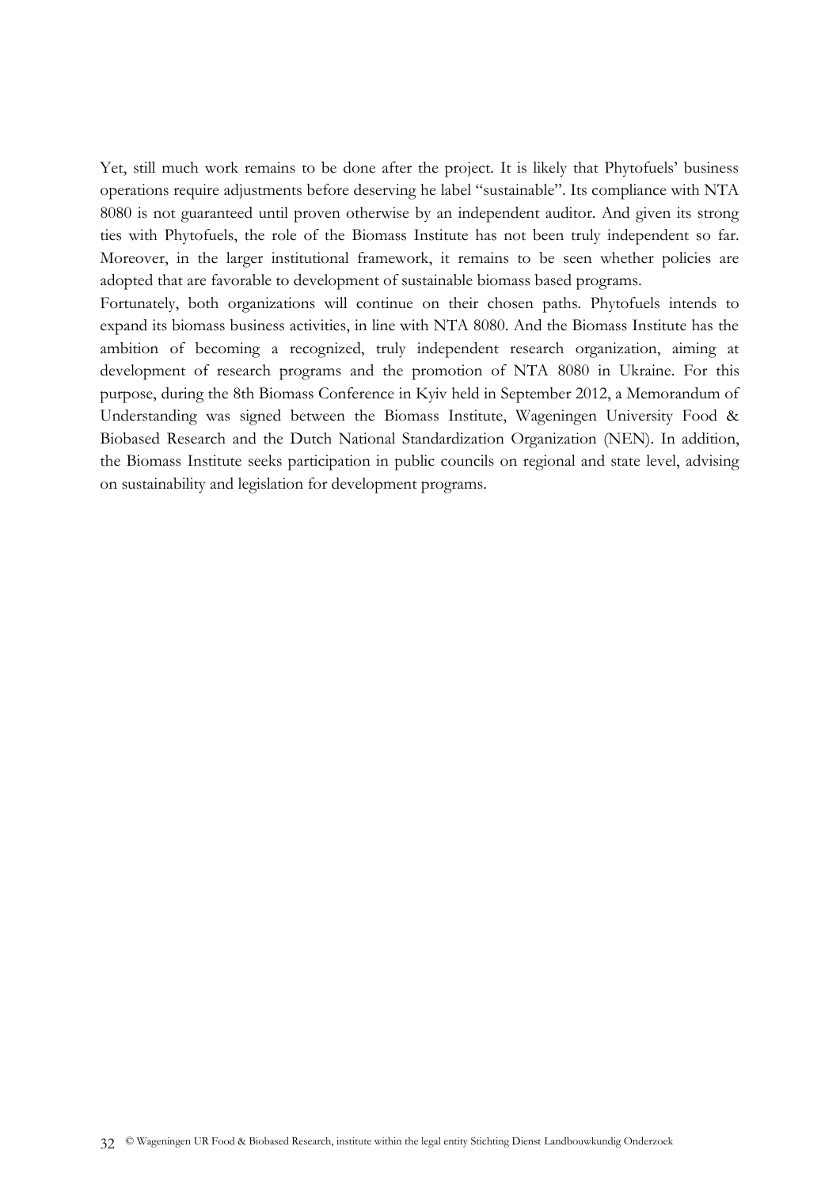Yet, still much work remains to be done after the project. It is likely that Phytofuels' business operations require adjustments before deserving he label "sustainable". Its compliance with NTA 8080 is not guaranteed until proven otherwise by an independent auditor. And given its strong ties with Phytofuels, the role of the Biomass Institute has not been truly independent so far. Moreover, in the larger institutional framework, it remains to be seen whether policies are adopted that are favorable to development of sustainable biomass based programs.

Fortunately, both organizations will continue on their chosen paths. Phytofuels intends to expand its biomass business activities, in line with NTA 8080. And the Biomass Institute has the ambition of becoming a recognized, truly independent research organization, aiming at development of research programs and the promotion of NTA 8080 in Ukraine. For this purpose, during the 8th Biomass Conference in Kyiv held in September 2012, a Memorandum of Understanding was signed between the Biomass Institute, Wageningen University Food & Biobased Research and the Dutch National Standardization Organization (NEN). In addition, the Biomass Institute seeks participation in public councils on regional and state level, advising on sustainability and legislation for development programs.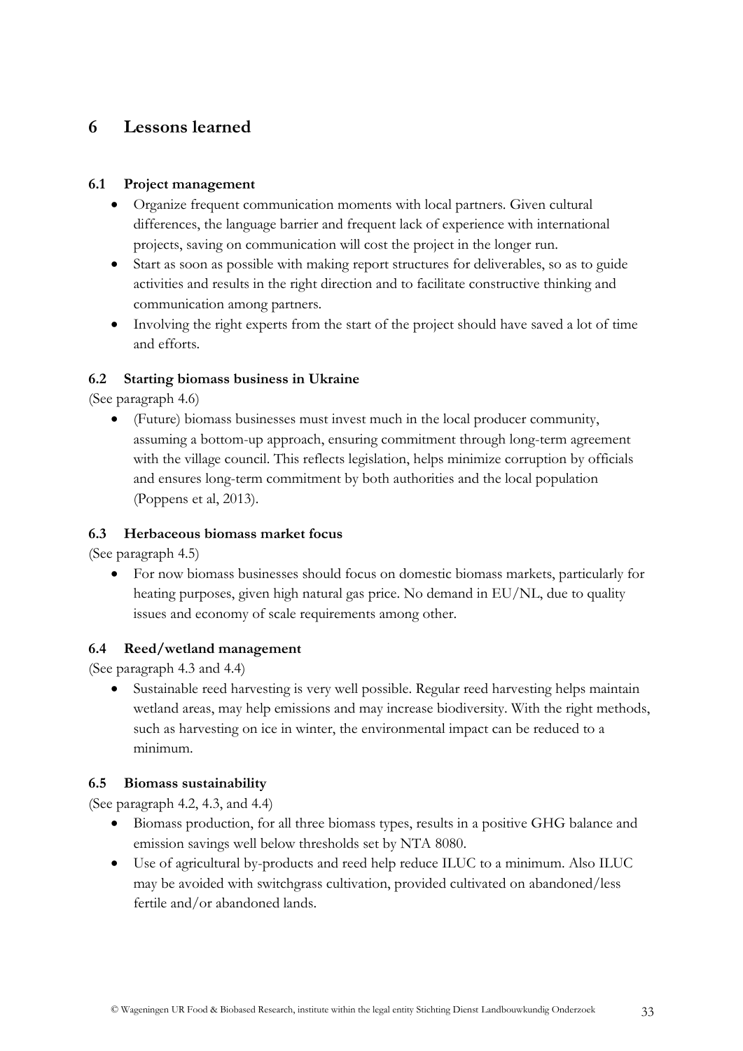# 6 Lessons learned

## 6.1 Project management

- Organize frequent communication moments with local partners. Given cultural differences, the language barrier and frequent lack of experience with international projects, saving on communication will cost the project in the longer run.
- Start as soon as possible with making report structures for deliverables, so as to guide activities and results in the right direction and to facilitate constructive thinking and communication among partners.
- Involving the right experts from the start of the project should have saved a lot of time and efforts.

## 6.2 Starting biomass business in Ukraine

(See paragraph 4.6)

- (Future) biomass businesses must invest much in the local producer community, assuming a bottom-up approach, ensuring commitment through long-term agreement with the village council. This reflects legislation, helps minimize corruption by officials and ensures long-term commitment by both authorities and the local population (Poppens et al, 2013).

## 6.3 Herbaceous biomass market focus

(See paragraph 4.5)

- For now biomass businesses should focus on domestic biomass markets, particularly for heating purposes, given high natural gas price. No demand in EU/NL, due to quality issues and economy of scale requirements among other.

## 6.4 Reed/wetland management

(See paragraph 4.3 and 4.4)

- Sustainable reed harvesting is very well possible. Regular reed harvesting helps maintain wetland areas, may help emissions and may increase biodiversity. With the right methods, such as harvesting on ice in winter, the environmental impact can be reduced to a minimum.

## 6.5 Biomass sustainability

(See paragraph 4.2, 4.3, and 4.4)

- Biomass production, for all three biomass types, results in a positive GHG balance and emission savings well below thresholds set by NTA 8080.
- Use of agricultural by-products and reed help reduce ILUC to a minimum. Also ILUC may be avoided with switchgrass cultivation, provided cultivated on abandoned/less fertile and/or abandoned lands.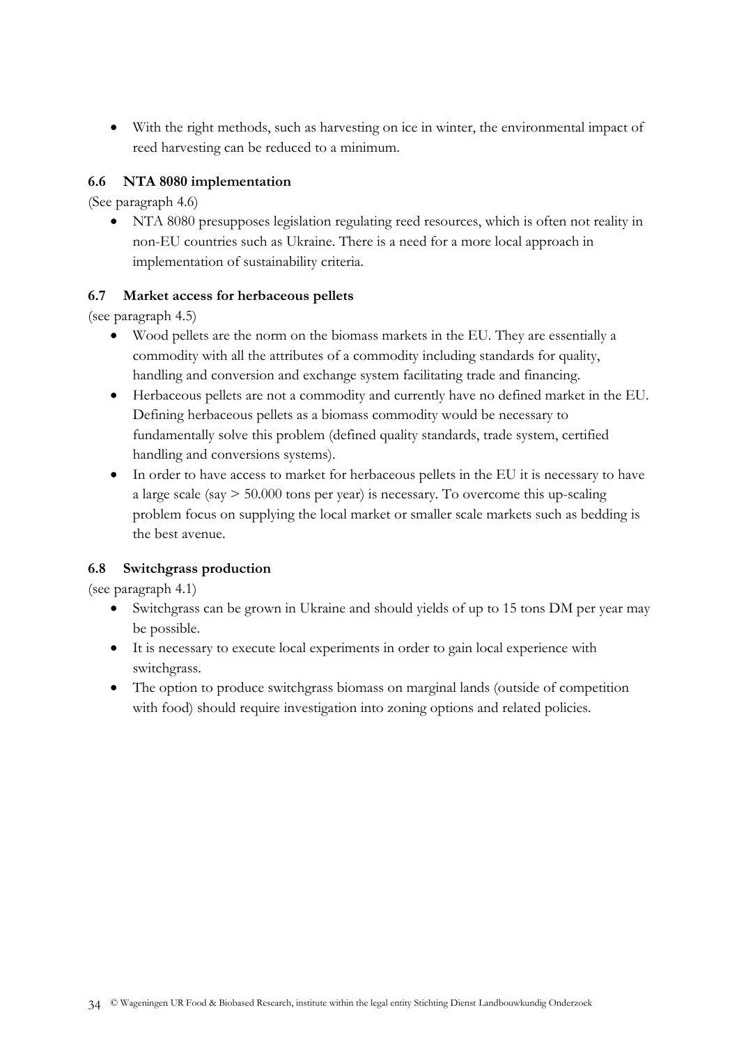- With the right methods, such as harvesting on ice in winter, the environmental impact of reed harvesting can be reduced to a minimum.

### 6.6 NTA 8080 implementation

(See paragraph 4.6)

- NTA 8080 presupposes legislation regulating reed resources, which is often not reality in non-EU countries such as Ukraine. There is a need for a more local approach in implementation of sustainability criteria.

### 6.7 Market access for herbaceous pellets

(see paragraph 4.5)

- Wood pellets are the norm on the biomass markets in the EU. They are essentially a commodity with all the attributes of a commodity including standards for quality, handling and conversion and exchange system facilitating trade and financing.
- Herbaceous pellets are not a commodity and currently have no defined market in the EU. Defining herbaceous pellets as a biomass commodity would be necessary to fundamentally solve this problem (defined quality standards, trade system, certified handling and conversions systems).
- In order to have access to market for herbaceous pellets in the EU it is necessary to have a large scale (say > 50.000 tons per year) is necessary. To overcome this up-scaling problem focus on supplying the local market or smaller scale markets such as bedding is the best avenue.

### 6.8 Switchgrass production

(see paragraph 4.1)

- Switchgrass can be grown in Ukraine and should yields of up to 15 tons DM per year may be possible.
- It is necessary to execute local experiments in order to gain local experience with switchgrass.
- The option to produce switchgrass biomass on marginal lands (outside of competition with food) should require investigation into zoning options and related policies.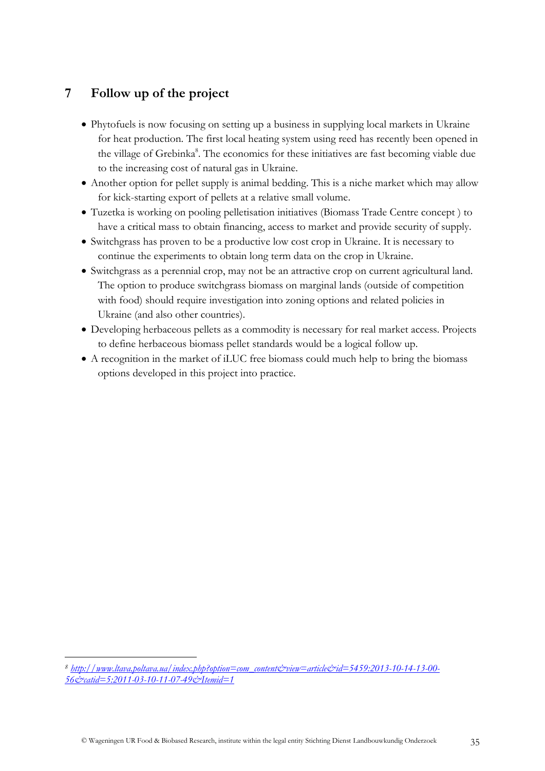## 7 Follow up of the project

- Phytofuels is now focusing on setting up a business in supplying local markets in Ukraine for heat production. The first local heating system using reed has recently been opened in the village of Grebinka[8]. The economics for these initiatives are fast becoming viable due to the increasing cost of natural gas in Ukraine.
- Another option for pellet supply is animal bedding. This is a niche market which may allow for kick-starting export of pellets at a relative small volume.
- Tuzetka is working on pooling pelletisation initiatives (Biomass Trade Centre concept ) to have a critical mass to obtain financing, access to market and provide security of supply.
- Switchgrass has proven to be a productive low cost crop in Ukraine. It is necessary to continue the experiments to obtain long term data on the crop in Ukraine.
- Switchgrass as a perennial crop, may not be an attractive crop on current agricultural land. The option to produce switchgrass biomass on marginal lands (outside of competition with food) should require investigation into zoning options and related policies in Ukraine (and also other countries).
- Developing herbaceous pellets as a commodity is necessary for real market access. Projects to define herbaceous biomass pellet standards would be a logical follow up.
- A recognition in the market of iLUC free biomass could much help to bring the biomass options developed in this project into practice.

---

[8] http://www.ltava.poltava.ua/index.php?option=com_content&view=article&id=5459:2013-10-14-13-00-56&catid=5:2011-03-10-11-07-49&Itemid=1

© Wageningen UR Food & Biobased Research, institute within the legal entity Stichting Dienst Landbouwkundig Onderzoek